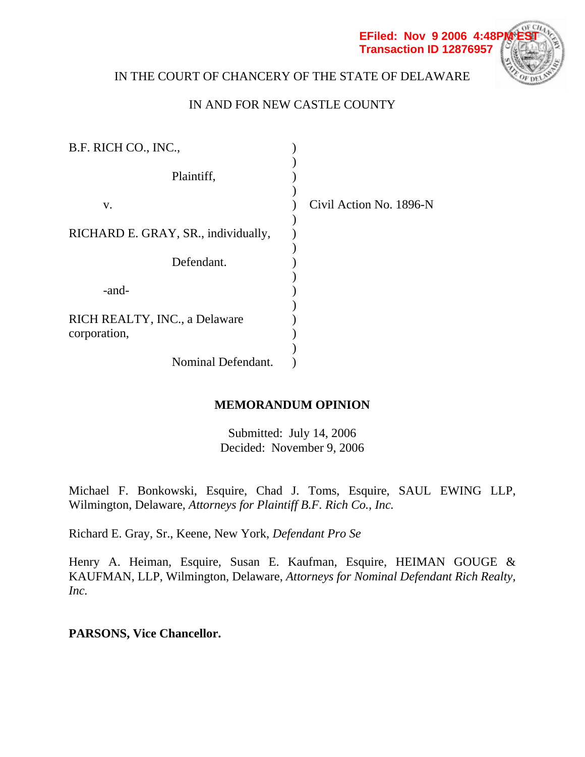EFiled: Nov 9 2006 4:48PM EST
Transaction ID 12876957

IN THE COURT OF CHANCERY OF THE STATE OF DELAWARE

IN AND FOR NEW CASTLE COUNTY

| | | |
|---|---|---|
| B.F. RICH CO., INC., | ) | |
| Plaintiff, | ) | |
| v. | ) | Civil Action No. 1896-N |
| RICHARD E. GRAY, SR., individually, | ) | |
| Defendant. | ) | |
| -and- | ) | |
| RICH REALTY, INC., a Delaware corporation, | ) | |
| Nominal Defendant. | ) | |

## MEMORANDUM OPINION

Submitted: July 14, 2006
Decided: November 9, 2006

Michael F. Bonkowski, Esquire, Chad J. Toms, Esquire, SAUL EWING LLP, Wilmington, Delaware, *Attorneys for Plaintiff B.F. Rich Co., Inc.*

Richard E. Gray, Sr., Keene, New York, *Defendant Pro Se*

Henry A. Heiman, Esquire, Susan E. Kaufman, Esquire, HEIMAN GOUGE & KAUFMAN, LLP, Wilmington, Delaware, *Attorneys for Nominal Defendant Rich Realty, Inc.*

**PARSONS, Vice Chancellor.**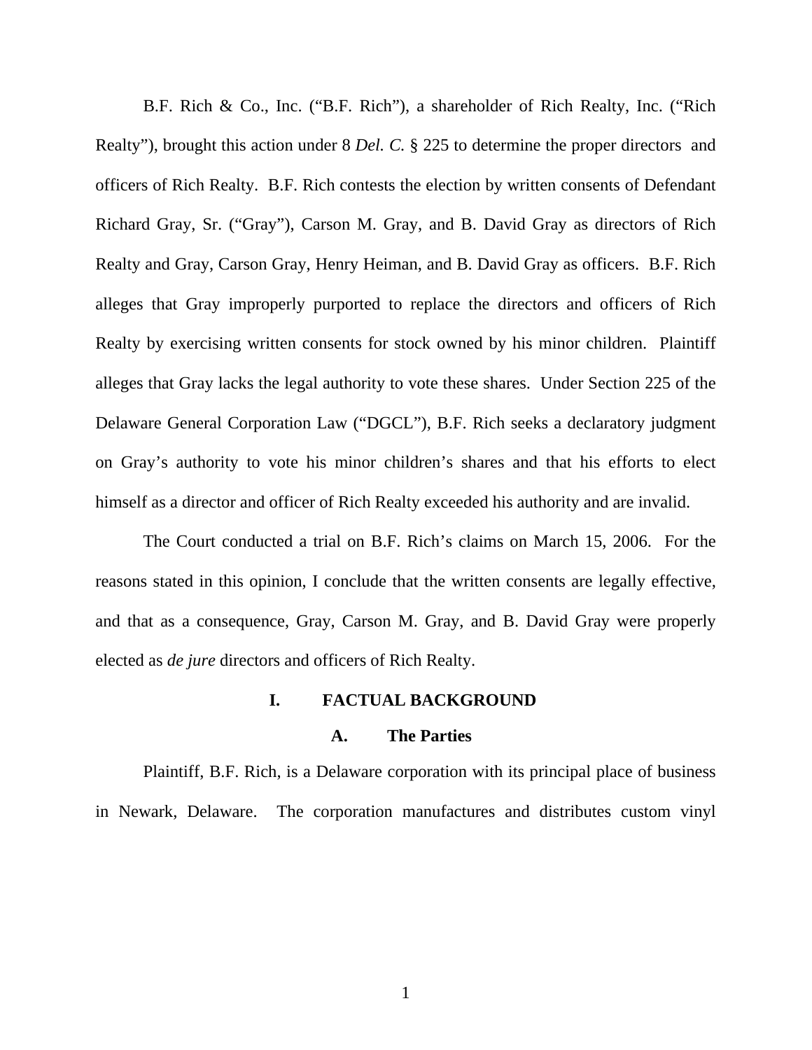B.F. Rich & Co., Inc. ("B.F. Rich"), a shareholder of Rich Realty, Inc. ("Rich Realty"), brought this action under 8 *Del. C.* § 225 to determine the proper directors and officers of Rich Realty. B.F. Rich contests the election by written consents of Defendant Richard Gray, Sr. ("Gray"), Carson M. Gray, and B. David Gray as directors of Rich Realty and Gray, Carson Gray, Henry Heiman, and B. David Gray as officers. B.F. Rich alleges that Gray improperly purported to replace the directors and officers of Rich Realty by exercising written consents for stock owned by his minor children. Plaintiff alleges that Gray lacks the legal authority to vote these shares. Under Section 225 of the Delaware General Corporation Law ("DGCL"), B.F. Rich seeks a declaratory judgment on Gray's authority to vote his minor children's shares and that his efforts to elect himself as a director and officer of Rich Realty exceeded his authority and are invalid.

The Court conducted a trial on B.F. Rich's claims on March 15, 2006. For the reasons stated in this opinion, I conclude that the written consents are legally effective, and that as a consequence, Gray, Carson M. Gray, and B. David Gray were properly elected as *de jure* directors and officers of Rich Realty.

## I. FACTUAL BACKGROUND

### A. The Parties

Plaintiff, B.F. Rich, is a Delaware corporation with its principal place of business in Newark, Delaware. The corporation manufactures and distributes custom vinyl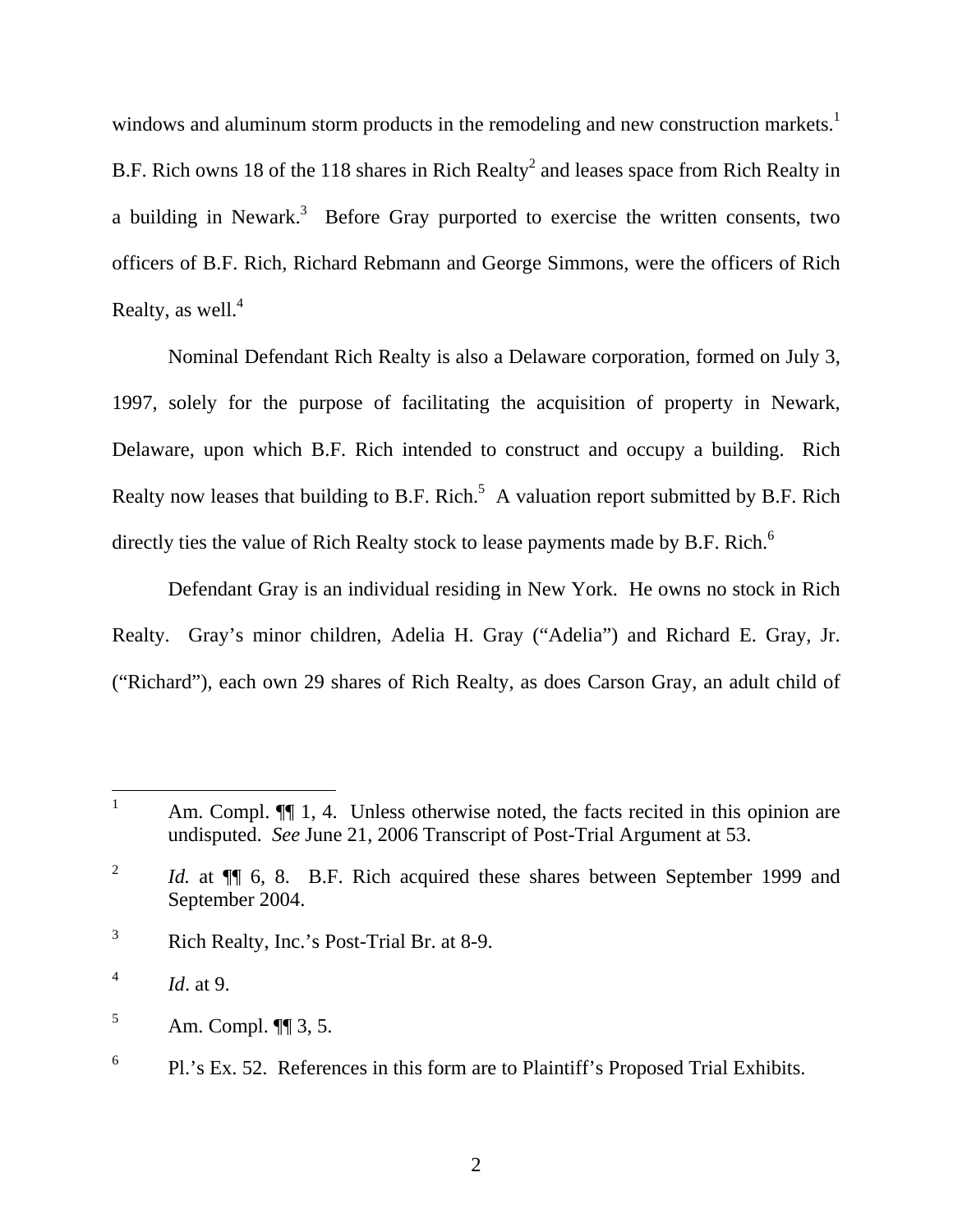windows and aluminum storm products in the remodeling and new construction markets.[1] B.F. Rich owns 18 of the 118 shares in Rich Realty[2] and leases space from Rich Realty in a building in Newark.[3] Before Gray purported to exercise the written consents, two officers of B.F. Rich, Richard Rebmann and George Simmons, were the officers of Rich Realty, as well.[4]

Nominal Defendant Rich Realty is also a Delaware corporation, formed on July 3, 1997, solely for the purpose of facilitating the acquisition of property in Newark, Delaware, upon which B.F. Rich intended to construct and occupy a building. Rich Realty now leases that building to B.F. Rich.[5] A valuation report submitted by B.F. Rich directly ties the value of Rich Realty stock to lease payments made by B.F. Rich.[6]

Defendant Gray is an individual residing in New York. He owns no stock in Rich Realty. Gray's minor children, Adelia H. Gray ("Adelia") and Richard E. Gray, Jr. ("Richard"), each own 29 shares of Rich Realty, as does Carson Gray, an adult child of

---

[1] Am. Compl. ¶¶ 1, 4. Unless otherwise noted, the facts recited in this opinion are undisputed. *See* June 21, 2006 Transcript of Post-Trial Argument at 53.

[2] *Id.* at ¶¶ 6, 8. B.F. Rich acquired these shares between September 1999 and September 2004.

[3] Rich Realty, Inc.'s Post-Trial Br. at 8-9.

[4] *Id*. at 9.

[5] Am. Compl. ¶¶ 3, 5.

[6] Pl.'s Ex. 52. References in this form are to Plaintiff's Proposed Trial Exhibits.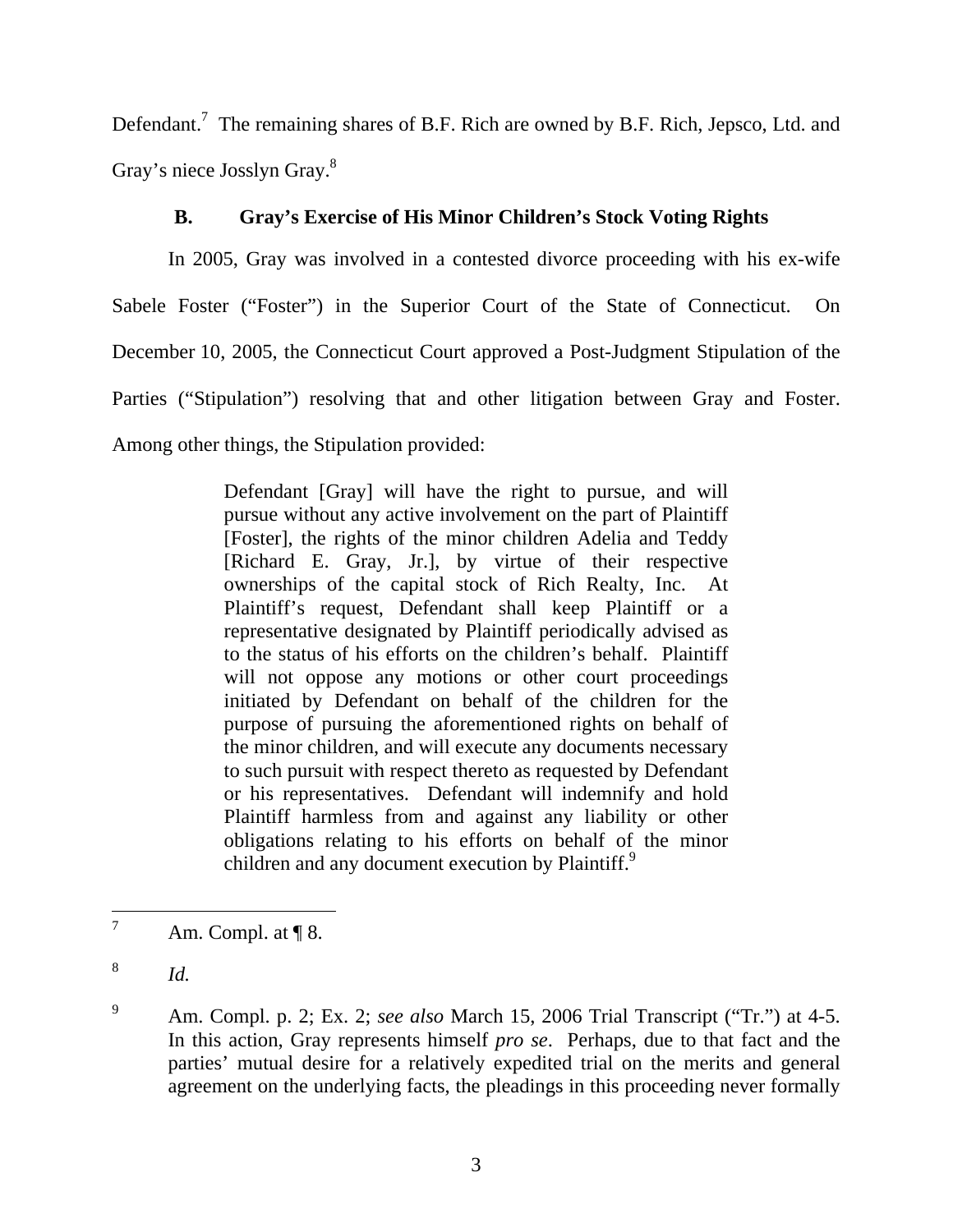Defendant.[7] The remaining shares of B.F. Rich are owned by B.F. Rich, Jepsco, Ltd. and Gray's niece Josslyn Gray.[8]

### B. Gray's Exercise of His Minor Children's Stock Voting Rights

In 2005, Gray was involved in a contested divorce proceeding with his ex-wife Sabele Foster ("Foster") in the Superior Court of the State of Connecticut. On December 10, 2005, the Connecticut Court approved a Post-Judgment Stipulation of the Parties ("Stipulation") resolving that and other litigation between Gray and Foster. Among other things, the Stipulation provided:

> Defendant [Gray] will have the right to pursue, and will pursue without any active involvement on the part of Plaintiff [Foster], the rights of the minor children Adelia and Teddy [Richard E. Gray, Jr.], by virtue of their respective ownerships of the capital stock of Rich Realty, Inc. At Plaintiff's request, Defendant shall keep Plaintiff or a representative designated by Plaintiff periodically advised as to the status of his efforts on the children's behalf. Plaintiff will not oppose any motions or other court proceedings initiated by Defendant on behalf of the children for the purpose of pursuing the aforementioned rights on behalf of the minor children, and will execute any documents necessary to such pursuit with respect thereto as requested by Defendant or his representatives. Defendant will indemnify and hold Plaintiff harmless from and against any liability or other obligations relating to his efforts on behalf of the minor children and any document execution by Plaintiff.[9]

---

[7] Am. Compl. at ¶ 8.

[8] *Id.*

[9] Am. Compl. p. 2; Ex. 2; *see also* March 15, 2006 Trial Transcript ("Tr.") at 4-5. In this action, Gray represents himself *pro se*. Perhaps, due to that fact and the parties' mutual desire for a relatively expedited trial on the merits and general agreement on the underlying facts, the pleadings in this proceeding never formally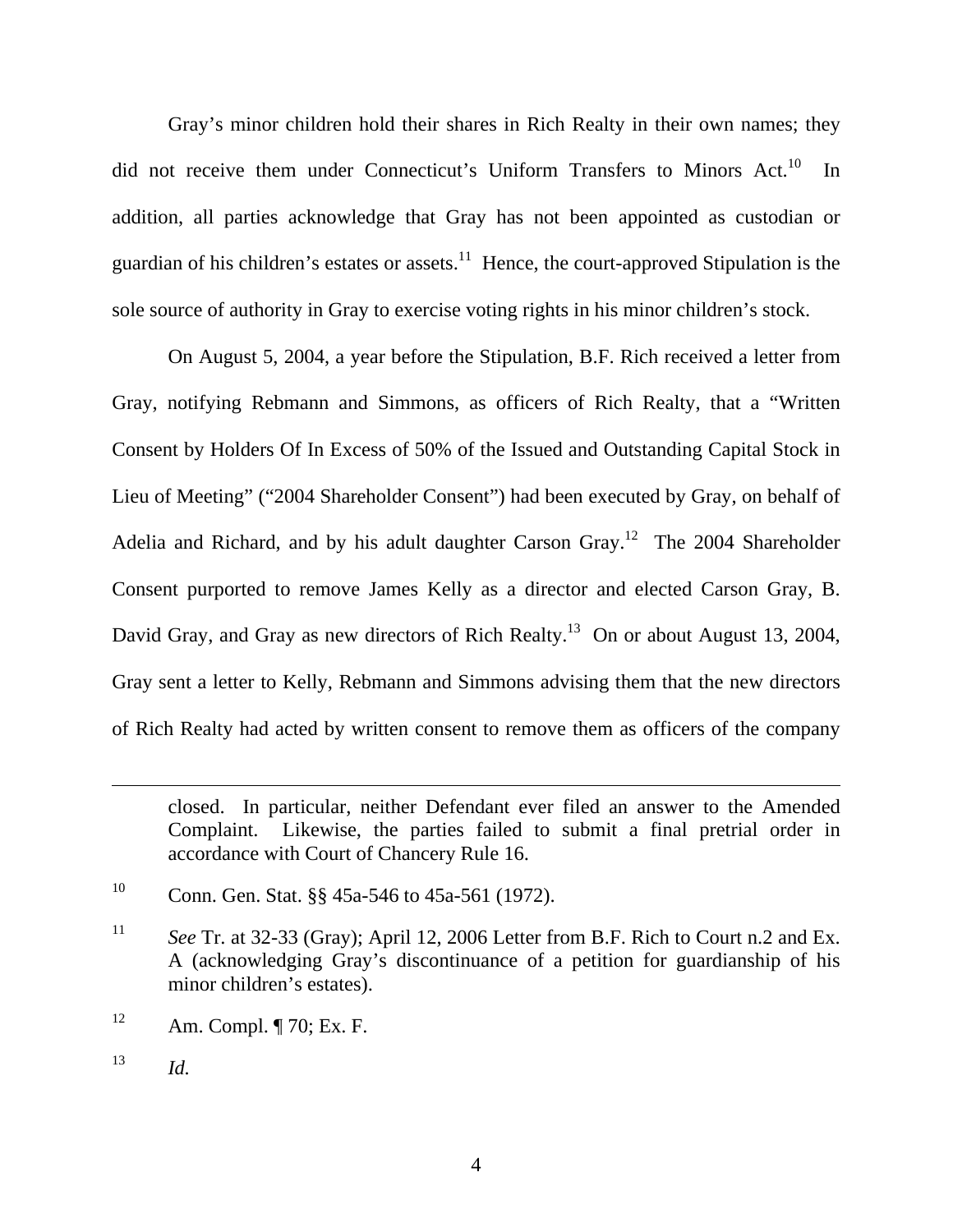Gray's minor children hold their shares in Rich Realty in their own names; they did not receive them under Connecticut's Uniform Transfers to Minors Act.[10] In addition, all parties acknowledge that Gray has not been appointed as custodian or guardian of his children's estates or assets.[11] Hence, the court-approved Stipulation is the sole source of authority in Gray to exercise voting rights in his minor children's stock.

On August 5, 2004, a year before the Stipulation, B.F. Rich received a letter from Gray, notifying Rebmann and Simmons, as officers of Rich Realty, that a "Written Consent by Holders Of In Excess of 50% of the Issued and Outstanding Capital Stock in Lieu of Meeting" ("2004 Shareholder Consent") had been executed by Gray, on behalf of Adelia and Richard, and by his adult daughter Carson Gray.[12] The 2004 Shareholder Consent purported to remove James Kelly as a director and elected Carson Gray, B. David Gray, and Gray as new directors of Rich Realty.[13] On or about August 13, 2004, Gray sent a letter to Kelly, Rebmann and Simmons advising them that the new directors of Rich Realty had acted by written consent to remove them as officers of the company

---

closed. In particular, neither Defendant ever filed an answer to the Amended Complaint. Likewise, the parties failed to submit a final pretrial order in accordance with Court of Chancery Rule 16.

[10] Conn. Gen. Stat. §§ 45a-546 to 45a-561 (1972).

[11] *See* Tr. at 32-33 (Gray); April 12, 2006 Letter from B.F. Rich to Court n.2 and Ex. A (acknowledging Gray's discontinuance of a petition for guardianship of his minor children's estates).

[12] Am. Compl. ¶ 70; Ex. F.

[13] *Id.*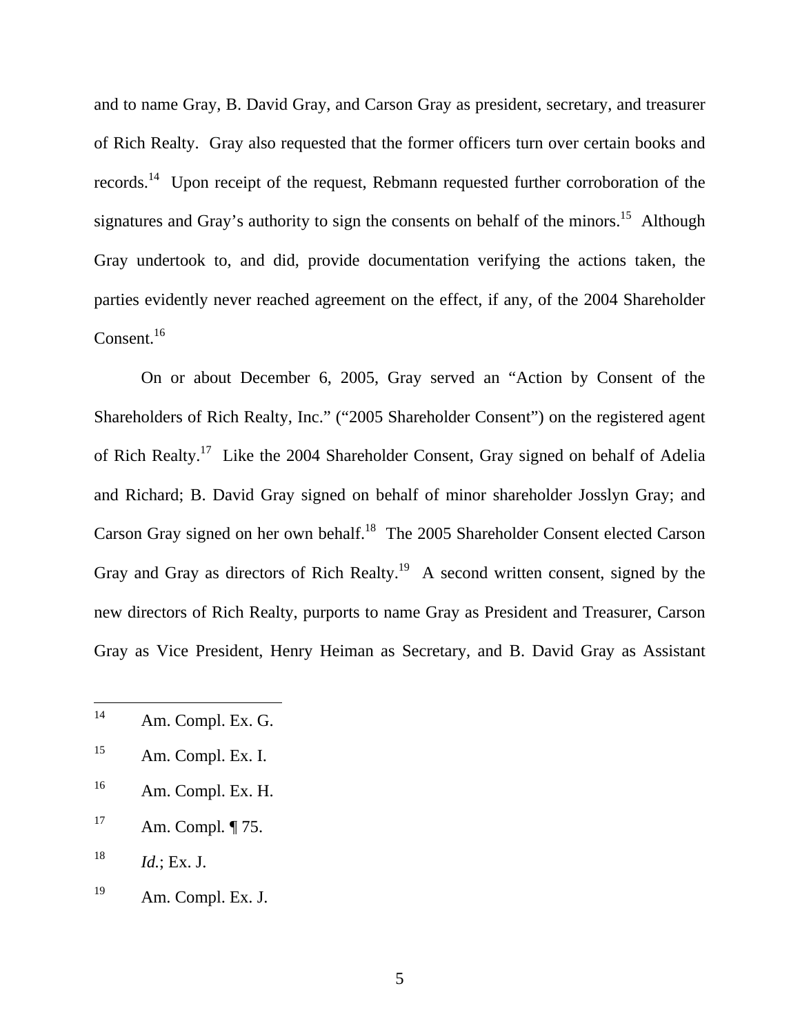and to name Gray, B. David Gray, and Carson Gray as president, secretary, and treasurer of Rich Realty. Gray also requested that the former officers turn over certain books and records.[14] Upon receipt of the request, Rebmann requested further corroboration of the signatures and Gray's authority to sign the consents on behalf of the minors.[15] Although Gray undertook to, and did, provide documentation verifying the actions taken, the parties evidently never reached agreement on the effect, if any, of the 2004 Shareholder Consent.[16]

On or about December 6, 2005, Gray served an "Action by Consent of the Shareholders of Rich Realty, Inc." ("2005 Shareholder Consent") on the registered agent of Rich Realty.[17] Like the 2004 Shareholder Consent, Gray signed on behalf of Adelia and Richard; B. David Gray signed on behalf of minor shareholder Josslyn Gray; and Carson Gray signed on her own behalf.[18] The 2005 Shareholder Consent elected Carson Gray and Gray as directors of Rich Realty.[19] A second written consent, signed by the new directors of Rich Realty, purports to name Gray as President and Treasurer, Carson Gray as Vice President, Henry Heiman as Secretary, and B. David Gray as Assistant

---

[14] Am. Compl. Ex. G.

[15] Am. Compl. Ex. I.

[16] Am. Compl. Ex. H.

[17] Am. Compl. ¶ 75.

[18] *Id.*; Ex. J.

[19] Am. Compl. Ex. J.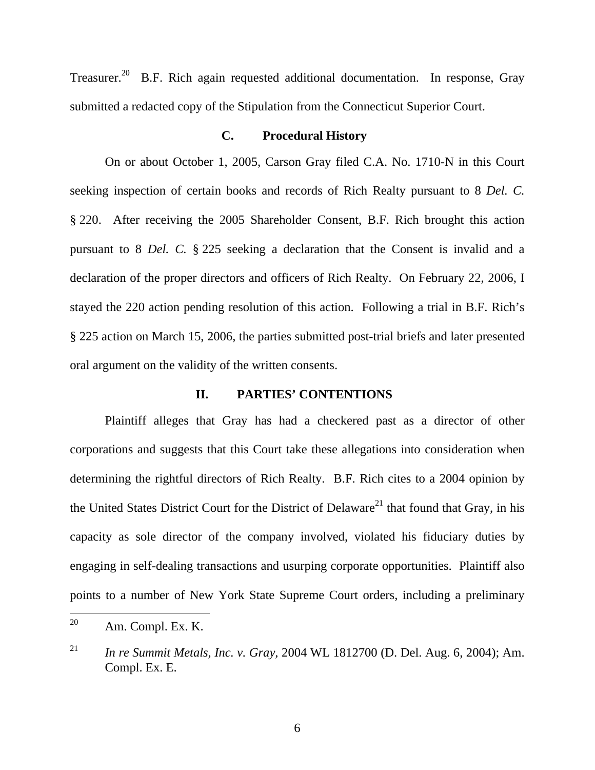Treasurer.[20] B.F. Rich again requested additional documentation. In response, Gray submitted a redacted copy of the Stipulation from the Connecticut Superior Court.

### C. Procedural History

On or about October 1, 2005, Carson Gray filed C.A. No. 1710-N in this Court seeking inspection of certain books and records of Rich Realty pursuant to 8 *Del. C.* § 220. After receiving the 2005 Shareholder Consent, B.F. Rich brought this action pursuant to 8 *Del. C.* § 225 seeking a declaration that the Consent is invalid and a declaration of the proper directors and officers of Rich Realty. On February 22, 2006, I stayed the 220 action pending resolution of this action. Following a trial in B.F. Rich's § 225 action on March 15, 2006, the parties submitted post-trial briefs and later presented oral argument on the validity of the written consents.

## II. PARTIES' CONTENTIONS

Plaintiff alleges that Gray has had a checkered past as a director of other corporations and suggests that this Court take these allegations into consideration when determining the rightful directors of Rich Realty. B.F. Rich cites to a 2004 opinion by the United States District Court for the District of Delaware[21] that found that Gray, in his capacity as sole director of the company involved, violated his fiduciary duties by engaging in self-dealing transactions and usurping corporate opportunities. Plaintiff also points to a number of New York State Supreme Court orders, including a preliminary

---

[20] Am. Compl. Ex. K.

[21] *In re Summit Metals, Inc. v. Gray*, 2004 WL 1812700 (D. Del. Aug. 6, 2004); Am. Compl. Ex. E.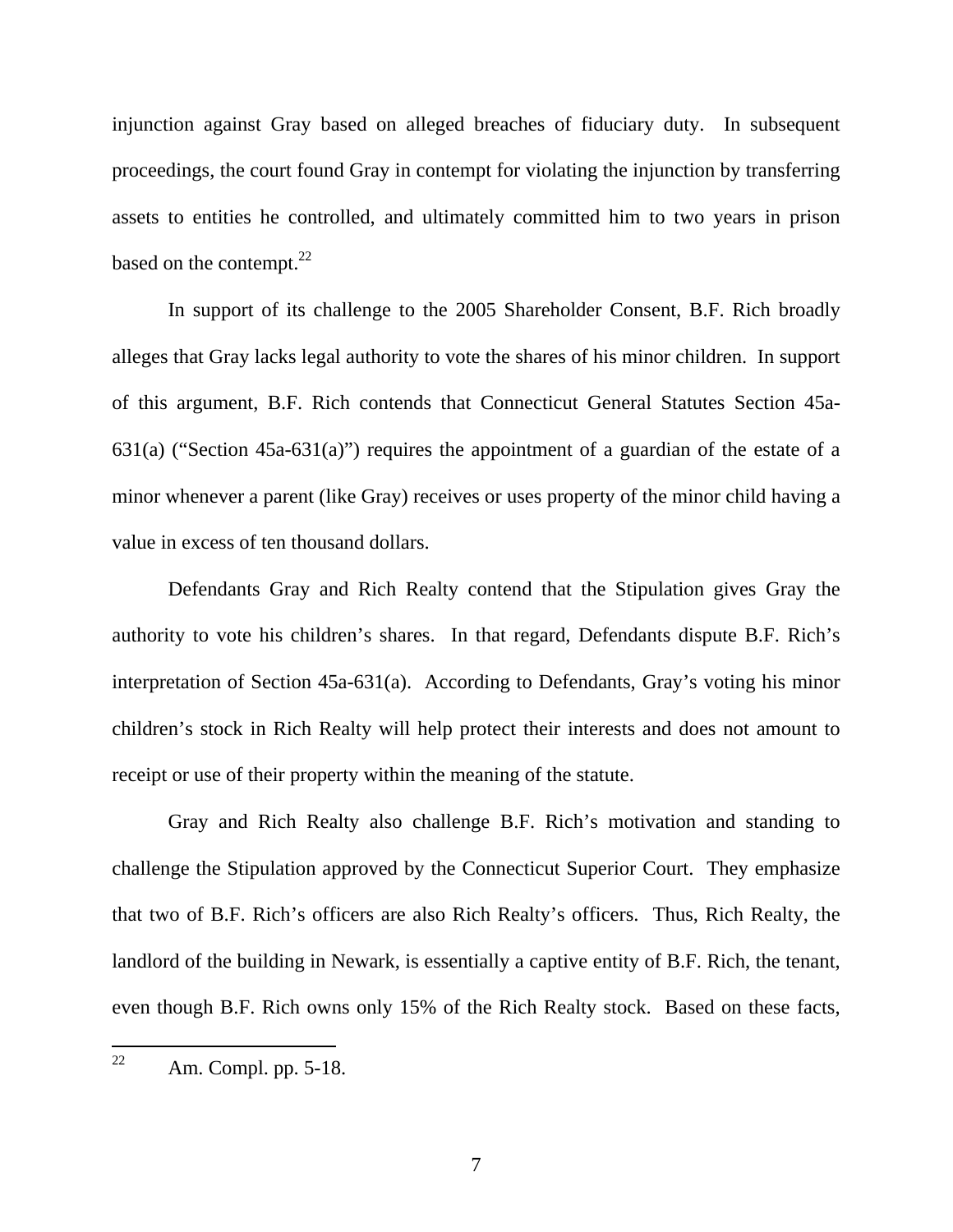injunction against Gray based on alleged breaches of fiduciary duty. In subsequent proceedings, the court found Gray in contempt for violating the injunction by transferring assets to entities he controlled, and ultimately committed him to two years in prison based on the contempt.[22]

In support of its challenge to the 2005 Shareholder Consent, B.F. Rich broadly alleges that Gray lacks legal authority to vote the shares of his minor children. In support of this argument, B.F. Rich contends that Connecticut General Statutes Section 45a-631(a) ("Section 45a-631(a)") requires the appointment of a guardian of the estate of a minor whenever a parent (like Gray) receives or uses property of the minor child having a value in excess of ten thousand dollars.

Defendants Gray and Rich Realty contend that the Stipulation gives Gray the authority to vote his children's shares. In that regard, Defendants dispute B.F. Rich's interpretation of Section 45a-631(a). According to Defendants, Gray's voting his minor children's stock in Rich Realty will help protect their interests and does not amount to receipt or use of their property within the meaning of the statute.

Gray and Rich Realty also challenge B.F. Rich's motivation and standing to challenge the Stipulation approved by the Connecticut Superior Court. They emphasize that two of B.F. Rich's officers are also Rich Realty's officers. Thus, Rich Realty, the landlord of the building in Newark, is essentially a captive entity of B.F. Rich, the tenant, even though B.F. Rich owns only 15% of the Rich Realty stock. Based on these facts,

[22] Am. Compl. pp. 5-18.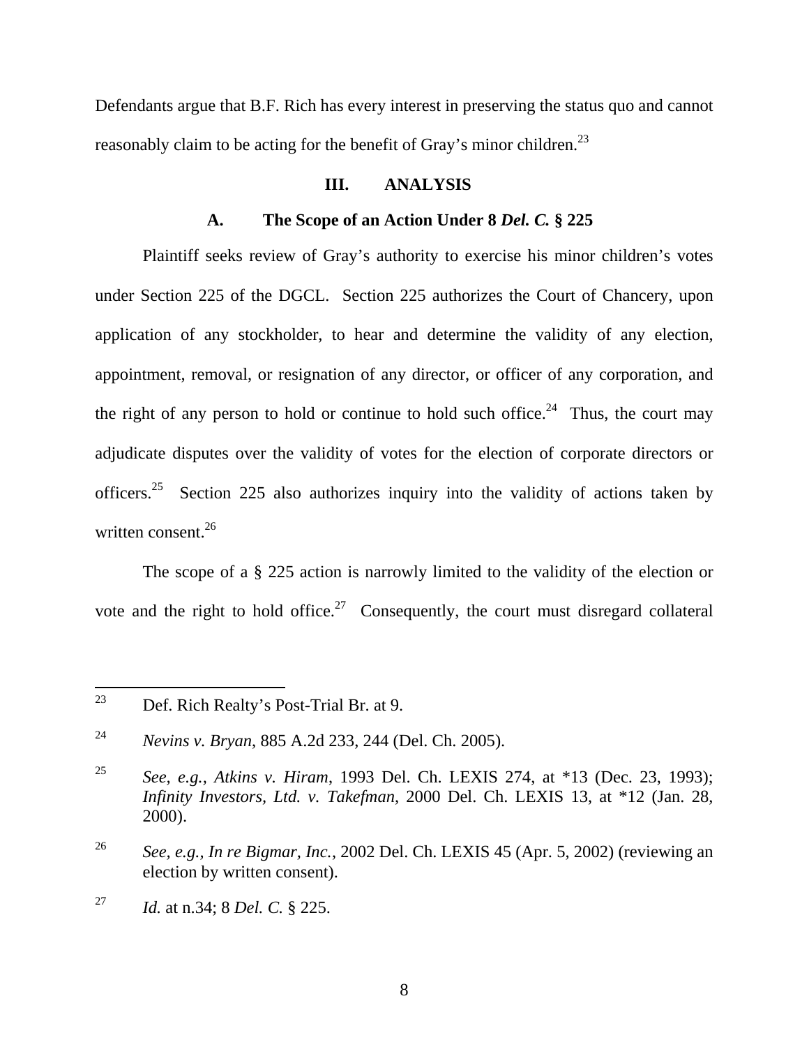Defendants argue that B.F. Rich has every interest in preserving the status quo and cannot reasonably claim to be acting for the benefit of Gray's minor children.[23]

## III. ANALYSIS

### A. The Scope of an Action Under 8 *Del. C.* § 225

Plaintiff seeks review of Gray's authority to exercise his minor children's votes under Section 225 of the DGCL. Section 225 authorizes the Court of Chancery, upon application of any stockholder, to hear and determine the validity of any election, appointment, removal, or resignation of any director, or officer of any corporation, and the right of any person to hold or continue to hold such office.[24] Thus, the court may adjudicate disputes over the validity of votes for the election of corporate directors or officers.[25] Section 225 also authorizes inquiry into the validity of actions taken by written consent.[26]

The scope of a § 225 action is narrowly limited to the validity of the election or vote and the right to hold office.[27] Consequently, the court must disregard collateral

---

[23] Def. Rich Realty's Post-Trial Br. at 9.

[24] *Nevins v. Bryan*, 885 A.2d 233, 244 (Del. Ch. 2005).

[25] *See, e.g.*, *Atkins v. Hiram*, 1993 Del. Ch. LEXIS 274, at *13 (Dec. 23, 1993); *Infinity Investors, Ltd. v. Takefman*, 2000 Del. Ch. LEXIS 13, at *12 (Jan. 28, 2000).

[26] *See, e.g.*, *In re Bigmar, Inc.*, 2002 Del. Ch. LEXIS 45 (Apr. 5, 2002) (reviewing an election by written consent).

[27] *Id.* at n.34; 8 *Del. C.* § 225.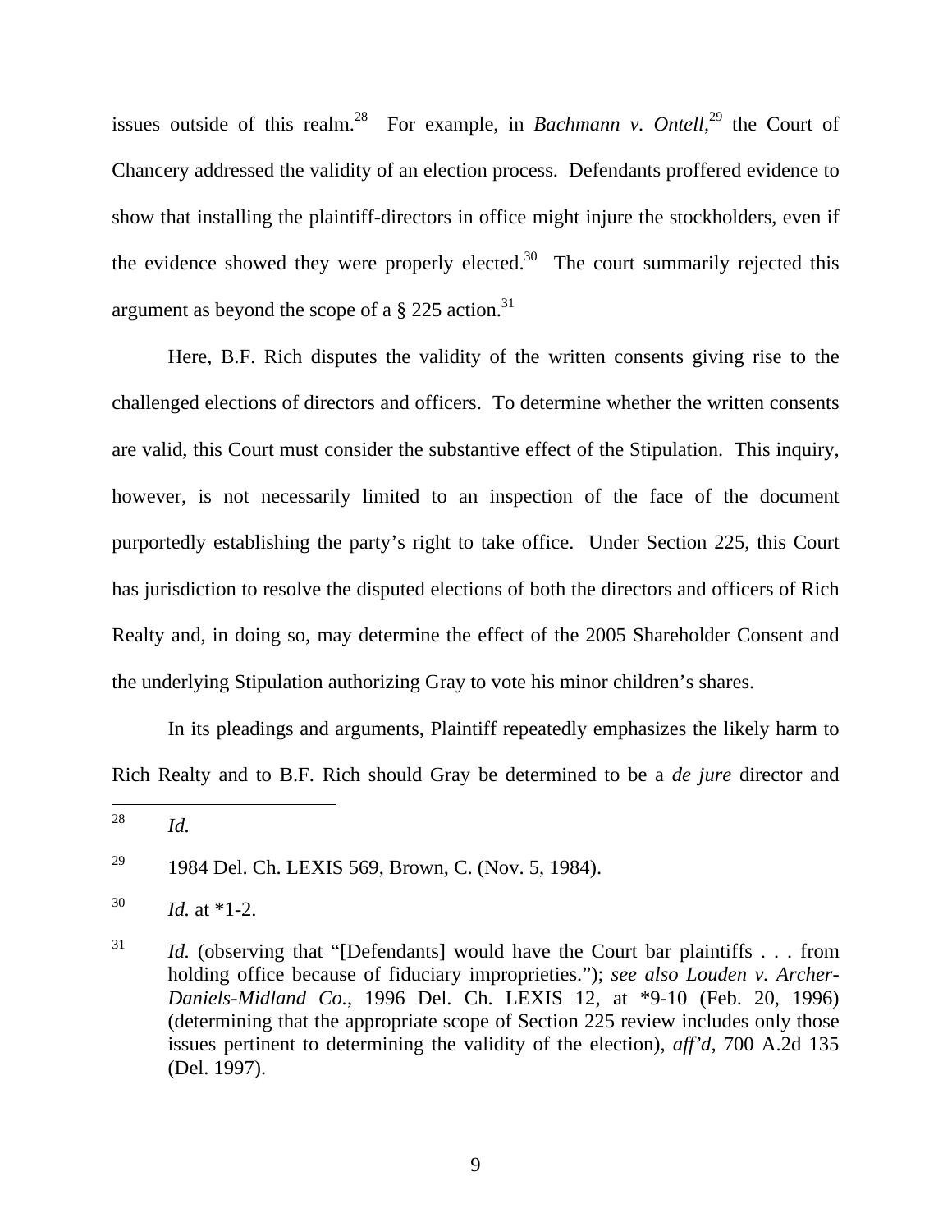issues outside of this realm.[28] For example, in *Bachmann v. Ontell*,[29] the Court of Chancery addressed the validity of an election process. Defendants proffered evidence to show that installing the plaintiff-directors in office might injure the stockholders, even if the evidence showed they were properly elected.[30] The court summarily rejected this argument as beyond the scope of a § 225 action.[31]

Here, B.F. Rich disputes the validity of the written consents giving rise to the challenged elections of directors and officers. To determine whether the written consents are valid, this Court must consider the substantive effect of the Stipulation. This inquiry, however, is not necessarily limited to an inspection of the face of the document purportedly establishing the party's right to take office. Under Section 225, this Court has jurisdiction to resolve the disputed elections of both the directors and officers of Rich Realty and, in doing so, may determine the effect of the 2005 Shareholder Consent and the underlying Stipulation authorizing Gray to vote his minor children's shares.

In its pleadings and arguments, Plaintiff repeatedly emphasizes the likely harm to Rich Realty and to B.F. Rich should Gray be determined to be a *de jure* director and

---

[28] *Id.*

[29] 1984 Del. Ch. LEXIS 569, Brown, C. (Nov. 5, 1984).

[30] *Id.* at *1-2.

[31] *Id.* (observing that "[Defendants] would have the Court bar plaintiffs . . . from holding office because of fiduciary improprieties."); *see also Louden v. Archer-Daniels-Midland Co.*, 1996 Del. Ch. LEXIS 12, at *9-10 (Feb. 20, 1996) (determining that the appropriate scope of Section 225 review includes only those issues pertinent to determining the validity of the election), *aff'd*, 700 A.2d 135 (Del. 1997).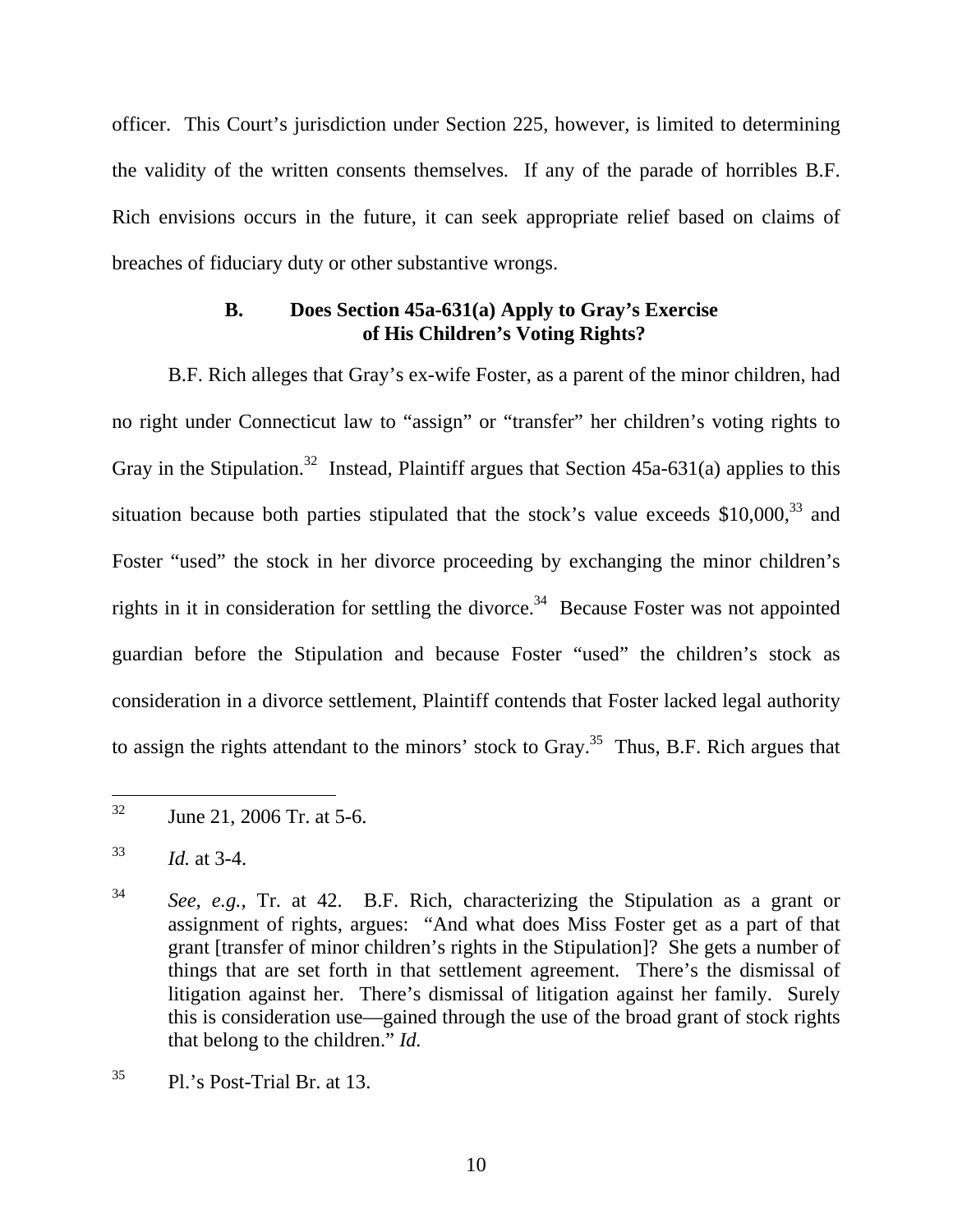officer. This Court's jurisdiction under Section 225, however, is limited to determining the validity of the written consents themselves. If any of the parade of horribles B.F. Rich envisions occurs in the future, it can seek appropriate relief based on claims of breaches of fiduciary duty or other substantive wrongs.

### B. Does Section 45a-631(a) Apply to Gray's Exercise of His Children's Voting Rights?

B.F. Rich alleges that Gray's ex-wife Foster, as a parent of the minor children, had no right under Connecticut law to "assign" or "transfer" her children's voting rights to Gray in the Stipulation.[32] Instead, Plaintiff argues that Section 45a-631(a) applies to this situation because both parties stipulated that the stock's value exceeds $10,000,[33] and Foster "used" the stock in her divorce proceeding by exchanging the minor children's rights in it in consideration for settling the divorce.[34] Because Foster was not appointed guardian before the Stipulation and because Foster "used" the children's stock as consideration in a divorce settlement, Plaintiff contends that Foster lacked legal authority to assign the rights attendant to the minors' stock to Gray.[35] Thus, B.F. Rich argues that

---

[32] June 21, 2006 Tr. at 5-6.

[33] *Id.* at 3-4.

[34] *See, e.g.,* Tr. at 42. B.F. Rich, characterizing the Stipulation as a grant or assignment of rights, argues: "And what does Miss Foster get as a part of that grant [transfer of minor children's rights in the Stipulation]? She gets a number of things that are set forth in that settlement agreement. There's the dismissal of litigation against her. There's dismissal of litigation against her family. Surely this is consideration use—gained through the use of the broad grant of stock rights that belong to the children." *Id.*

[35] Pl.'s Post-Trial Br. at 13.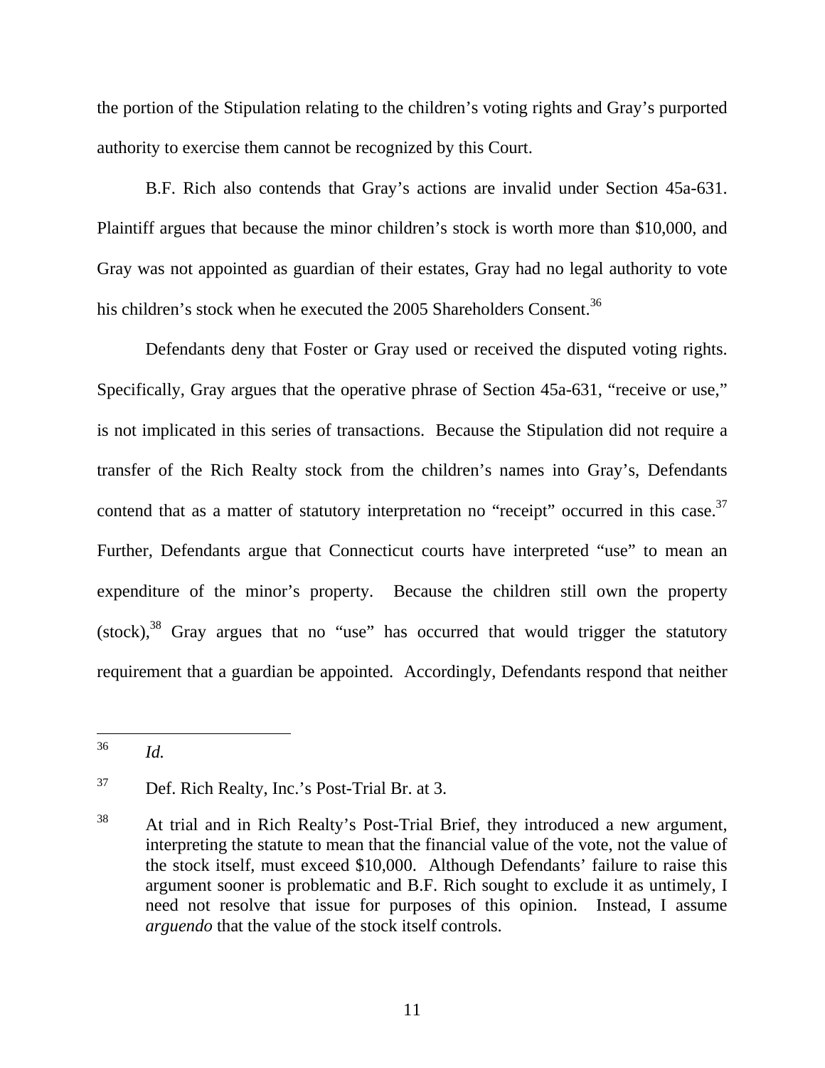the portion of the Stipulation relating to the children's voting rights and Gray's purported authority to exercise them cannot be recognized by this Court.

B.F. Rich also contends that Gray's actions are invalid under Section 45a-631. Plaintiff argues that because the minor children's stock is worth more than $10,000, and Gray was not appointed as guardian of their estates, Gray had no legal authority to vote his children's stock when he executed the 2005 Shareholders Consent.[36]

Defendants deny that Foster or Gray used or received the disputed voting rights. Specifically, Gray argues that the operative phrase of Section 45a-631, "receive or use," is not implicated in this series of transactions. Because the Stipulation did not require a transfer of the Rich Realty stock from the children's names into Gray's, Defendants contend that as a matter of statutory interpretation no "receipt" occurred in this case.[37] Further, Defendants argue that Connecticut courts have interpreted "use" to mean an expenditure of the minor's property. Because the children still own the property (stock),[38] Gray argues that no "use" has occurred that would trigger the statutory requirement that a guardian be appointed. Accordingly, Defendants respond that neither

---

[36] *Id.*

[37] Def. Rich Realty, Inc.'s Post-Trial Br. at 3.

[38] At trial and in Rich Realty's Post-Trial Brief, they introduced a new argument, interpreting the statute to mean that the financial value of the vote, not the value of the stock itself, must exceed $10,000. Although Defendants' failure to raise this argument sooner is problematic and B.F. Rich sought to exclude it as untimely, I need not resolve that issue for purposes of this opinion. Instead, I assume *arguendo* that the value of the stock itself controls.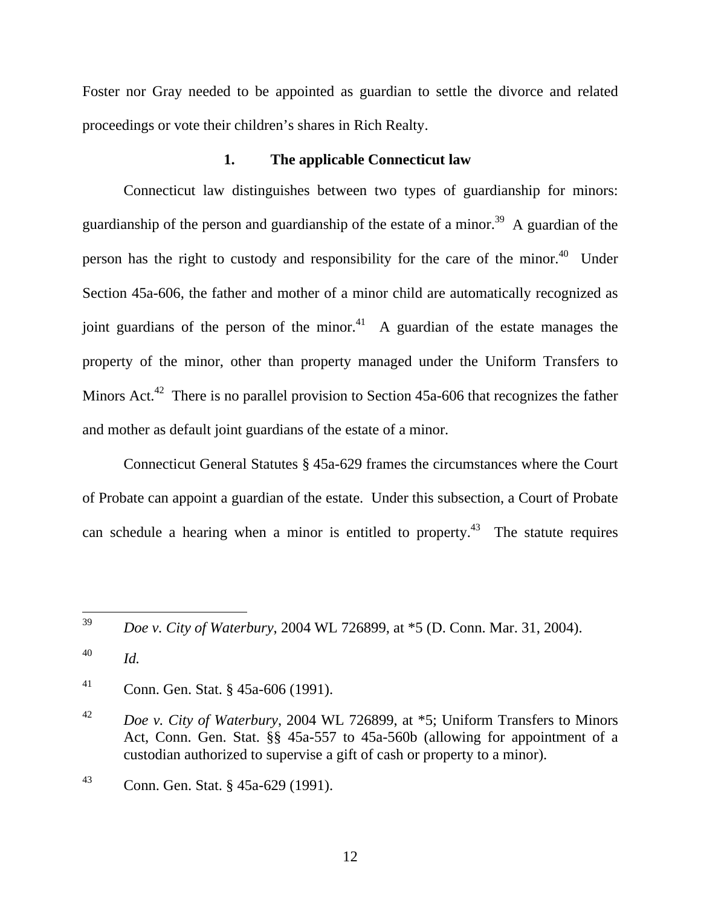Foster nor Gray needed to be appointed as guardian to settle the divorce and related proceedings or vote their children's shares in Rich Realty.

### 1. The applicable Connecticut law

Connecticut law distinguishes between two types of guardianship for minors: guardianship of the person and guardianship of the estate of a minor.[39] A guardian of the person has the right to custody and responsibility for the care of the minor.[40] Under Section 45a-606, the father and mother of a minor child are automatically recognized as joint guardians of the person of the minor.[41] A guardian of the estate manages the property of the minor, other than property managed under the Uniform Transfers to Minors Act.[42] There is no parallel provision to Section 45a-606 that recognizes the father and mother as default joint guardians of the estate of a minor.

Connecticut General Statutes § 45a-629 frames the circumstances where the Court of Probate can appoint a guardian of the estate. Under this subsection, a Court of Probate can schedule a hearing when a minor is entitled to property.[43] The statute requires

---

[39] *Doe v. City of Waterbury*, 2004 WL 726899, at *5 (D. Conn. Mar. 31, 2004).

[40] *Id.*

[41] Conn. Gen. Stat. § 45a-606 (1991).

[42] *Doe v. City of Waterbury*, 2004 WL 726899, at *5; Uniform Transfers to Minors Act, Conn. Gen. Stat. §§ 45a-557 to 45a-560b (allowing for appointment of a custodian authorized to supervise a gift of cash or property to a minor).

[43] Conn. Gen. Stat. § 45a-629 (1991).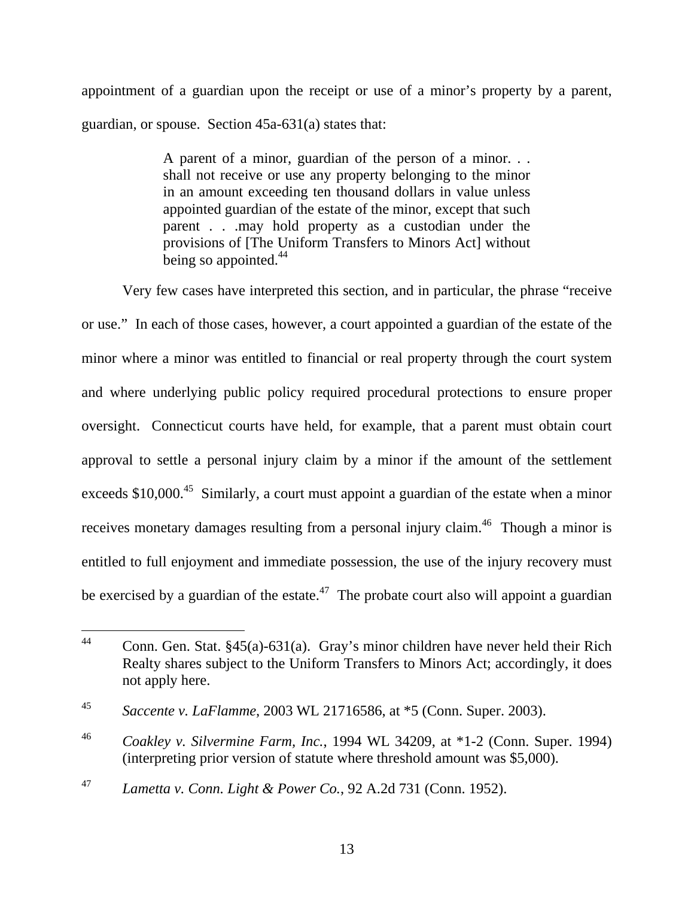appointment of a guardian upon the receipt or use of a minor's property by a parent, guardian, or spouse. Section 45a-631(a) states that:

> A parent of a minor, guardian of the person of a minor. . . shall not receive or use any property belonging to the minor in an amount exceeding ten thousand dollars in value unless appointed guardian of the estate of the minor, except that such parent . . .may hold property as a custodian under the provisions of [The Uniform Transfers to Minors Act] without being so appointed.[44]

Very few cases have interpreted this section, and in particular, the phrase "receive or use." In each of those cases, however, a court appointed a guardian of the estate of the minor where a minor was entitled to financial or real property through the court system and where underlying public policy required procedural protections to ensure proper oversight. Connecticut courts have held, for example, that a parent must obtain court approval to settle a personal injury claim by a minor if the amount of the settlement exceeds $10,000.[45] Similarly, a court must appoint a guardian of the estate when a minor receives monetary damages resulting from a personal injury claim.[46] Though a minor is entitled to full enjoyment and immediate possession, the use of the injury recovery must be exercised by a guardian of the estate.[47] The probate court also will appoint a guardian

---

[44] Conn. Gen. Stat. §45(a)-631(a). Gray's minor children have never held their Rich Realty shares subject to the Uniform Transfers to Minors Act; accordingly, it does not apply here.

[45] *Saccente v. LaFlamme*, 2003 WL 21716586, at *5 (Conn. Super. 2003).

[46] *Coakley v. Silvermine Farm, Inc.*, 1994 WL 34209, at *1-2 (Conn. Super. 1994) (interpreting prior version of statute where threshold amount was $5,000).

[47] *Lametta v. Conn. Light & Power Co.*, 92 A.2d 731 (Conn. 1952).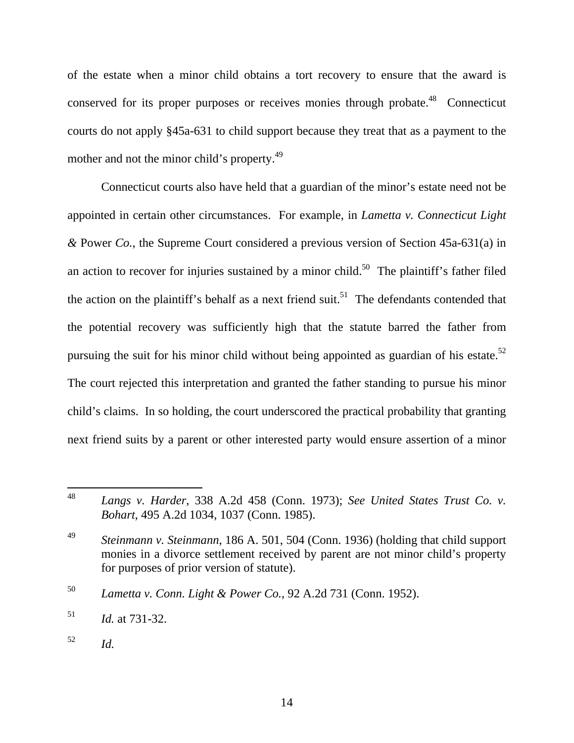of the estate when a minor child obtains a tort recovery to ensure that the award is conserved for its proper purposes or receives monies through probate.[48] Connecticut courts do not apply §45a-631 to child support because they treat that as a payment to the mother and not the minor child's property.[49]

Connecticut courts also have held that a guardian of the minor's estate need not be appointed in certain other circumstances. For example, in *Lametta v. Connecticut Light & Power Co.*, the Supreme Court considered a previous version of Section 45a-631(a) in an action to recover for injuries sustained by a minor child.[50] The plaintiff's father filed the action on the plaintiff's behalf as a next friend suit.[51] The defendants contended that the potential recovery was sufficiently high that the statute barred the father from pursuing the suit for his minor child without being appointed as guardian of his estate.[52] The court rejected this interpretation and granted the father standing to pursue his minor child's claims. In so holding, the court underscored the practical probability that granting next friend suits by a parent or other interested party would ensure assertion of a minor

---

[48] *Langs v. Harder*, 338 A.2d 458 (Conn. 1973); *See United States Trust Co. v. Bohart*, 495 A.2d 1034, 1037 (Conn. 1985).

[49] *Steinmann v. Steinmann*, 186 A. 501, 504 (Conn. 1936) (holding that child support monies in a divorce settlement received by parent are not minor child's property for purposes of prior version of statute).

[50] *Lametta v. Conn. Light & Power Co.*, 92 A.2d 731 (Conn. 1952).

[51] *Id.* at 731-32.

[52] *Id.*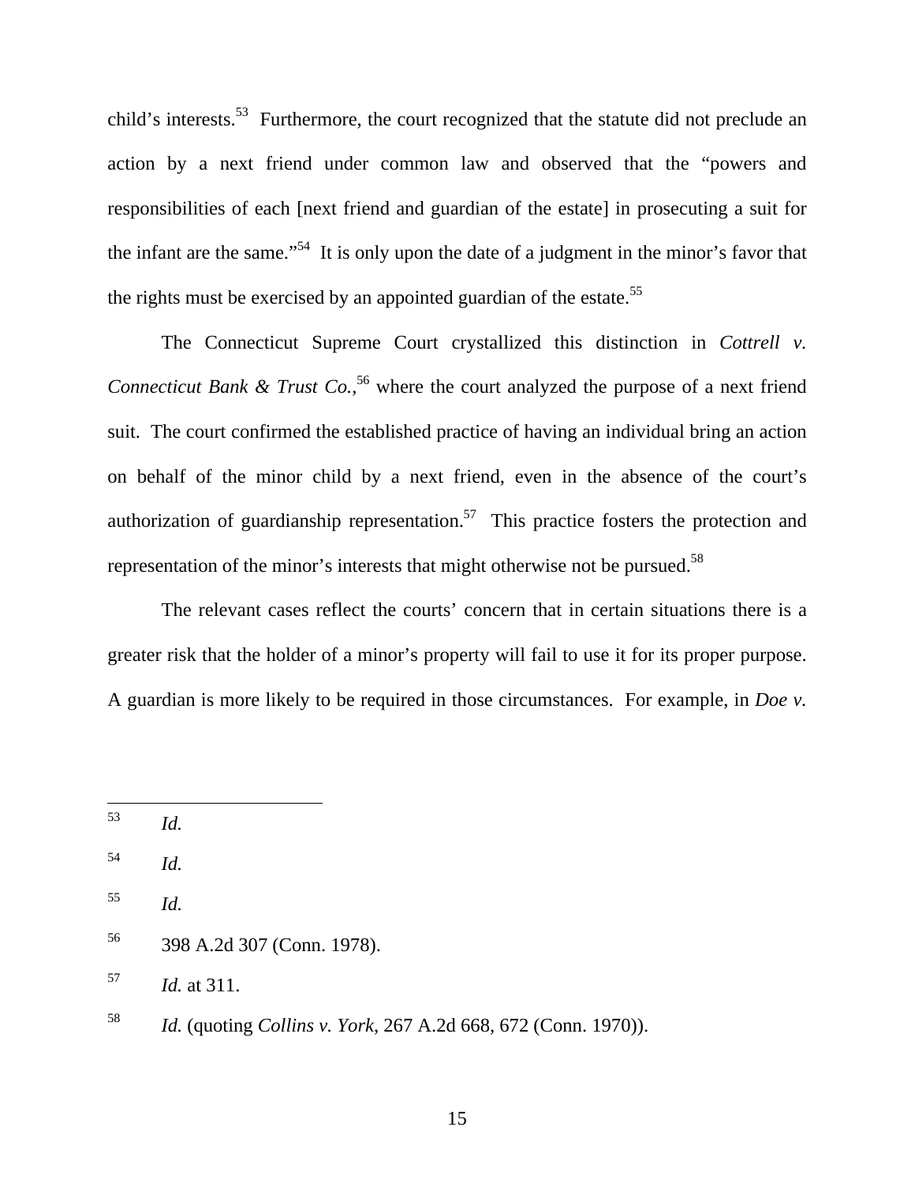child's interests.[53] Furthermore, the court recognized that the statute did not preclude an action by a next friend under common law and observed that the "powers and responsibilities of each [next friend and guardian of the estate] in prosecuting a suit for the infant are the same."[54] It is only upon the date of a judgment in the minor's favor that the rights must be exercised by an appointed guardian of the estate.[55]

The Connecticut Supreme Court crystallized this distinction in *Cottrell v. Connecticut Bank & Trust Co.*,[56] where the court analyzed the purpose of a next friend suit. The court confirmed the established practice of having an individual bring an action on behalf of the minor child by a next friend, even in the absence of the court's authorization of guardianship representation.[57] This practice fosters the protection and representation of the minor's interests that might otherwise not be pursued.[58]

The relevant cases reflect the courts' concern that in certain situations there is a greater risk that the holder of a minor's property will fail to use it for its proper purpose. A guardian is more likely to be required in those circumstances. For example, in *Doe v.*

---

[53] *Id.*

[54] *Id.*

[55] *Id.*

[56] 398 A.2d 307 (Conn. 1978).

[57] *Id.* at 311.

[58] *Id.* (quoting *Collins v. York*, 267 A.2d 668, 672 (Conn. 1970)).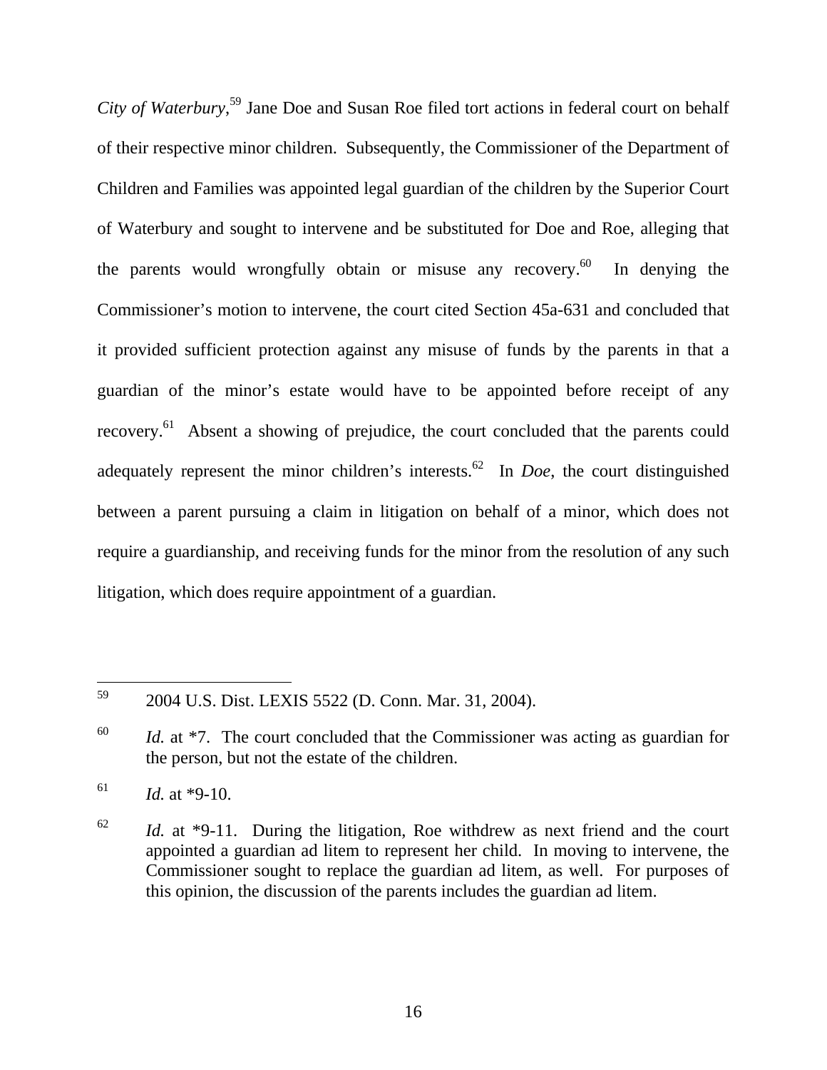*City of Waterbury*,[59] Jane Doe and Susan Roe filed tort actions in federal court on behalf of their respective minor children. Subsequently, the Commissioner of the Department of Children and Families was appointed legal guardian of the children by the Superior Court of Waterbury and sought to intervene and be substituted for Doe and Roe, alleging that the parents would wrongfully obtain or misuse any recovery.[60] In denying the Commissioner's motion to intervene, the court cited Section 45a-631 and concluded that it provided sufficient protection against any misuse of funds by the parents in that a guardian of the minor's estate would have to be appointed before receipt of any recovery.[61] Absent a showing of prejudice, the court concluded that the parents could adequately represent the minor children's interests.[62] In *Doe*, the court distinguished between a parent pursuing a claim in litigation on behalf of a minor, which does not require a guardianship, and receiving funds for the minor from the resolution of any such litigation, which does require appointment of a guardian.

---

[59] 2004 U.S. Dist. LEXIS 5522 (D. Conn. Mar. 31, 2004).

[60] *Id.* at *7. The court concluded that the Commissioner was acting as guardian for the person, but not the estate of the children.

[61] *Id.* at *9-10.

[62] *Id.* at *9-11. During the litigation, Roe withdrew as next friend and the court appointed a guardian ad litem to represent her child. In moving to intervene, the Commissioner sought to replace the guardian ad litem, as well. For purposes of this opinion, the discussion of the parents includes the guardian ad litem.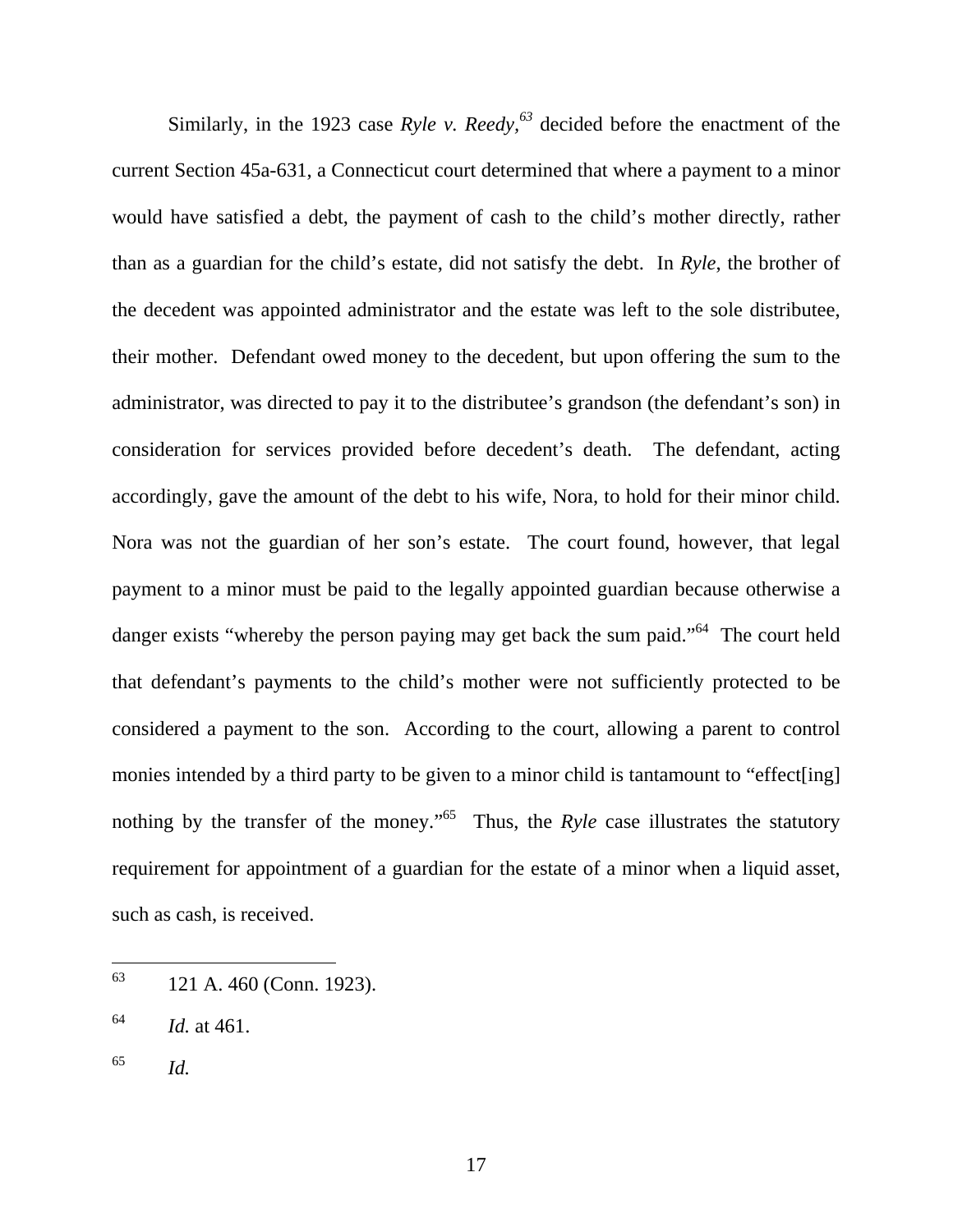Similarly, in the 1923 case *Ryle v. Reedy*,[63] decided before the enactment of the current Section 45a-631, a Connecticut court determined that where a payment to a minor would have satisfied a debt, the payment of cash to the child's mother directly, rather than as a guardian for the child's estate, did not satisfy the debt. In *Ryle*, the brother of the decedent was appointed administrator and the estate was left to the sole distributee, their mother. Defendant owed money to the decedent, but upon offering the sum to the administrator, was directed to pay it to the distributee's grandson (the defendant's son) in consideration for services provided before decedent's death. The defendant, acting accordingly, gave the amount of the debt to his wife, Nora, to hold for their minor child. Nora was not the guardian of her son's estate. The court found, however, that legal payment to a minor must be paid to the legally appointed guardian because otherwise a danger exists "whereby the person paying may get back the sum paid."[64] The court held that defendant's payments to the child's mother were not sufficiently protected to be considered a payment to the son. According to the court, allowing a parent to control monies intended by a third party to be given to a minor child is tantamount to "effect[ing] nothing by the transfer of the money."[65] Thus, the *Ryle* case illustrates the statutory requirement for appointment of a guardian for the estate of a minor when a liquid asset, such as cash, is received.

---

[63] 121 A. 460 (Conn. 1923).

[64] *Id.* at 461.

[65] *Id.*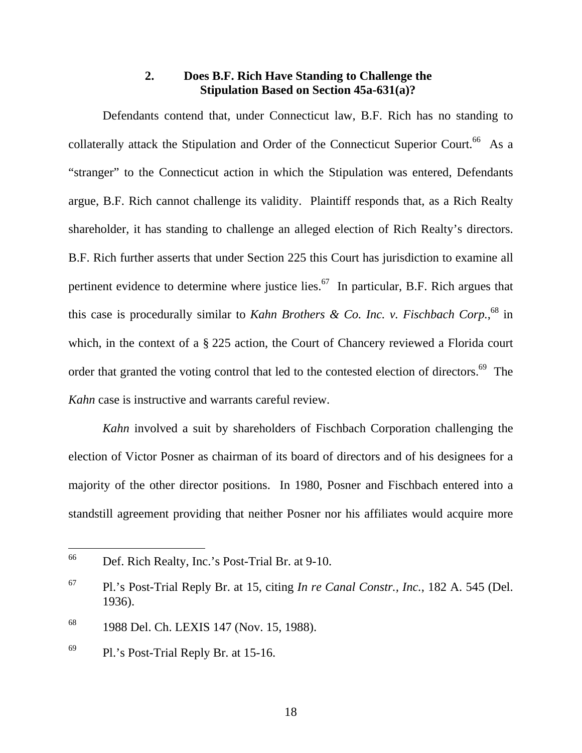### 2. Does B.F. Rich Have Standing to Challenge the Stipulation Based on Section 45a-631(a)?

Defendants contend that, under Connecticut law, B.F. Rich has no standing to collaterally attack the Stipulation and Order of the Connecticut Superior Court.[66] As a "stranger" to the Connecticut action in which the Stipulation was entered, Defendants argue, B.F. Rich cannot challenge its validity. Plaintiff responds that, as a Rich Realty shareholder, it has standing to challenge an alleged election of Rich Realty's directors. B.F. Rich further asserts that under Section 225 this Court has jurisdiction to examine all pertinent evidence to determine where justice lies.[67] In particular, B.F. Rich argues that this case is procedurally similar to *Kahn Brothers & Co. Inc. v. Fischbach Corp.*,[68] in which, in the context of a § 225 action, the Court of Chancery reviewed a Florida court order that granted the voting control that led to the contested election of directors.[69] The *Kahn* case is instructive and warrants careful review.

*Kahn* involved a suit by shareholders of Fischbach Corporation challenging the election of Victor Posner as chairman of its board of directors and of his designees for a majority of the other director positions. In 1980, Posner and Fischbach entered into a standstill agreement providing that neither Posner nor his affiliates would acquire more

---

[66] Def. Rich Realty, Inc.'s Post-Trial Br. at 9-10.

[67] Pl.'s Post-Trial Reply Br. at 15, citing *In re Canal Constr., Inc.*, 182 A. 545 (Del. 1936).

[68] 1988 Del. Ch. LEXIS 147 (Nov. 15, 1988).

[69] Pl.'s Post-Trial Reply Br. at 15-16.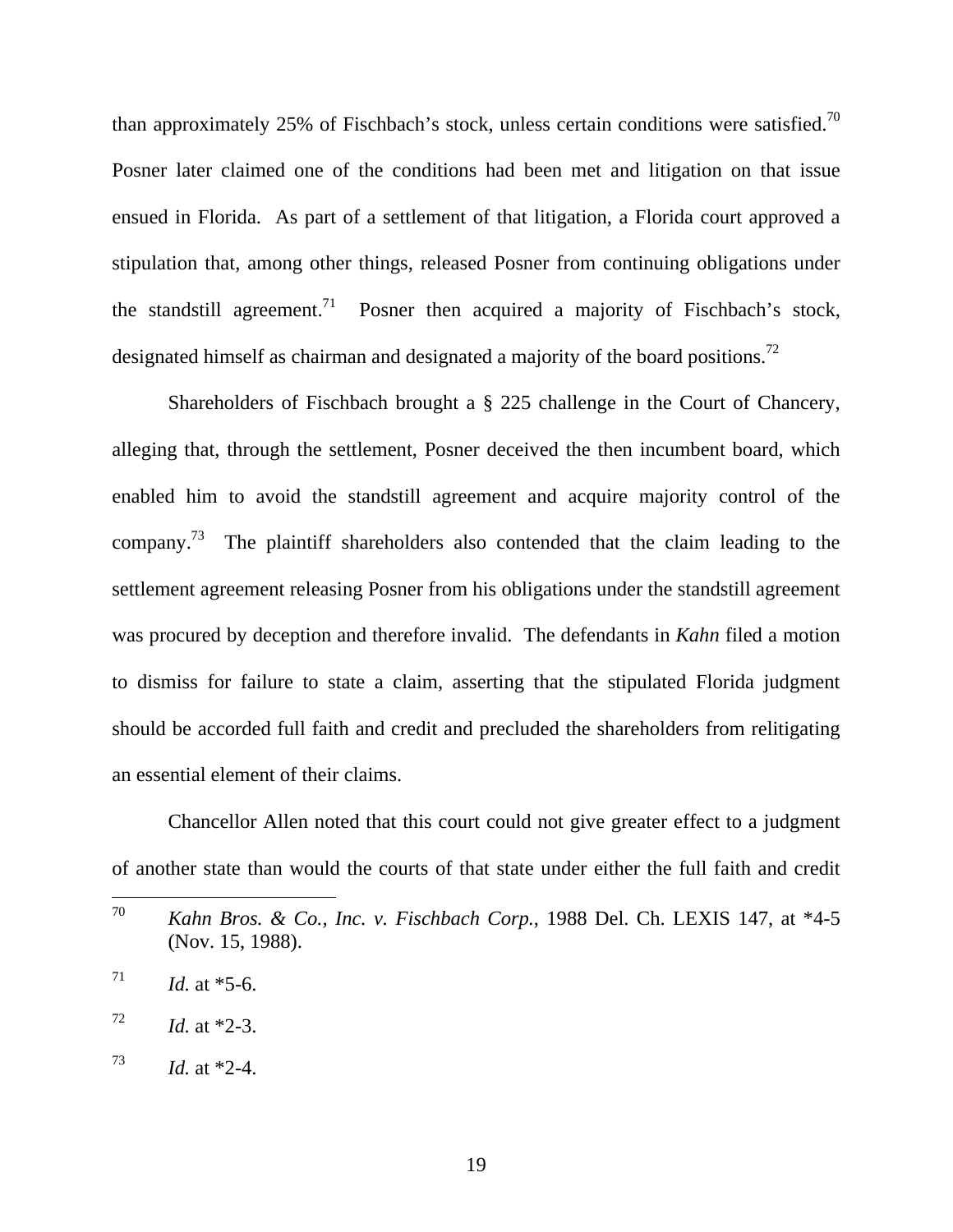than approximately 25% of Fischbach's stock, unless certain conditions were satisfied.[70] Posner later claimed one of the conditions had been met and litigation on that issue ensued in Florida. As part of a settlement of that litigation, a Florida court approved a stipulation that, among other things, released Posner from continuing obligations under the standstill agreement.[71] Posner then acquired a majority of Fischbach's stock, designated himself as chairman and designated a majority of the board positions.[72]

Shareholders of Fischbach brought a § 225 challenge in the Court of Chancery, alleging that, through the settlement, Posner deceived the then incumbent board, which enabled him to avoid the standstill agreement and acquire majority control of the company.[73] The plaintiff shareholders also contended that the claim leading to the settlement agreement releasing Posner from his obligations under the standstill agreement was procured by deception and therefore invalid. The defendants in *Kahn* filed a motion to dismiss for failure to state a claim, asserting that the stipulated Florida judgment should be accorded full faith and credit and precluded the shareholders from relitigating an essential element of their claims.

Chancellor Allen noted that this court could not give greater effect to a judgment of another state than would the courts of that state under either the full faith and credit

---

[70] *Kahn Bros. & Co., Inc. v. Fischbach Corp.*, 1988 Del. Ch. LEXIS 147, at *4-5 (Nov. 15, 1988).

[71] *Id.* at *5-6.

[72] *Id.* at *2-3.

[73] *Id.* at *2-4.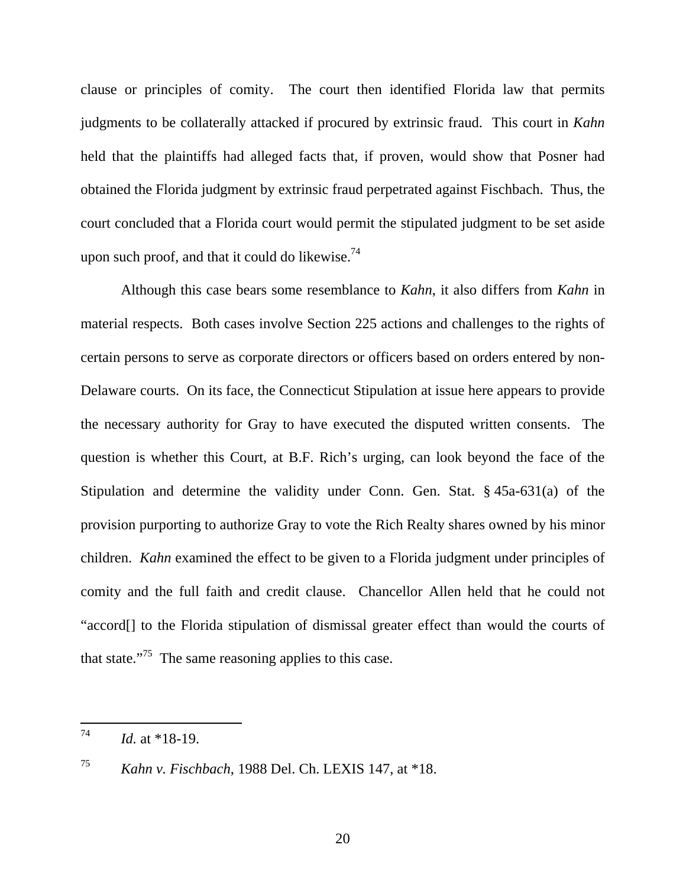clause or principles of comity. The court then identified Florida law that permits judgments to be collaterally attacked if procured by extrinsic fraud. This court in *Kahn* held that the plaintiffs had alleged facts that, if proven, would show that Posner had obtained the Florida judgment by extrinsic fraud perpetrated against Fischbach. Thus, the court concluded that a Florida court would permit the stipulated judgment to be set aside upon such proof, and that it could do likewise.[74]

Although this case bears some resemblance to *Kahn*, it also differs from *Kahn* in material respects. Both cases involve Section 225 actions and challenges to the rights of certain persons to serve as corporate directors or officers based on orders entered by non-Delaware courts. On its face, the Connecticut Stipulation at issue here appears to provide the necessary authority for Gray to have executed the disputed written consents. The question is whether this Court, at B.F. Rich's urging, can look beyond the face of the Stipulation and determine the validity under Conn. Gen. Stat. § 45a-631(a) of the provision purporting to authorize Gray to vote the Rich Realty shares owned by his minor children. *Kahn* examined the effect to be given to a Florida judgment under principles of comity and the full faith and credit clause. Chancellor Allen held that he could not "accord[] to the Florida stipulation of dismissal greater effect than would the courts of that state."[75] The same reasoning applies to this case.

---

[74] *Id.* at *18-19.

[75] *Kahn v. Fischbach*, 1988 Del. Ch. LEXIS 147, at *18.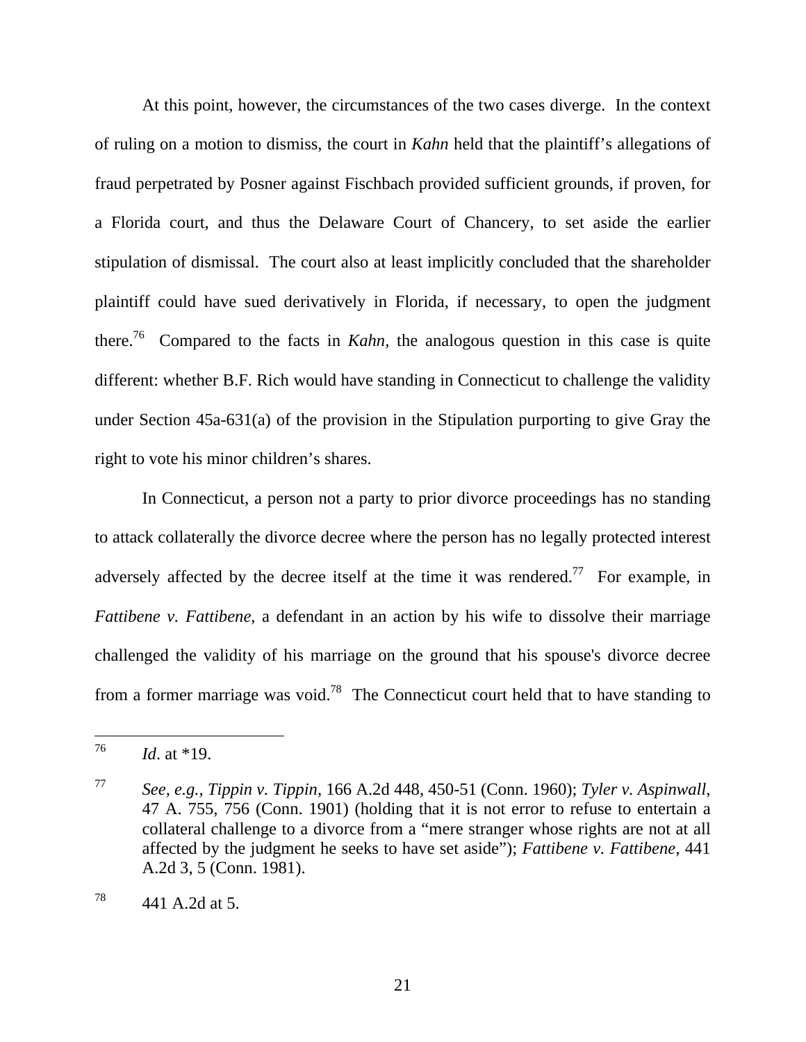At this point, however, the circumstances of the two cases diverge. In the context of ruling on a motion to dismiss, the court in *Kahn* held that the plaintiff's allegations of fraud perpetrated by Posner against Fischbach provided sufficient grounds, if proven, for a Florida court, and thus the Delaware Court of Chancery, to set aside the earlier stipulation of dismissal. The court also at least implicitly concluded that the shareholder plaintiff could have sued derivatively in Florida, if necessary, to open the judgment there.[76] Compared to the facts in *Kahn*, the analogous question in this case is quite different: whether B.F. Rich would have standing in Connecticut to challenge the validity under Section 45a-631(a) of the provision in the Stipulation purporting to give Gray the right to vote his minor children's shares.

In Connecticut, a person not a party to prior divorce proceedings has no standing to attack collaterally the divorce decree where the person has no legally protected interest adversely affected by the decree itself at the time it was rendered.[77] For example, in *Fattibene v. Fattibene*, a defendant in an action by his wife to dissolve their marriage challenged the validity of his marriage on the ground that his spouse's divorce decree from a former marriage was void.[78] The Connecticut court held that to have standing to

---

[76] *Id*. at *19.

[77] *See, e.g.*, *Tippin v. Tippin*, 166 A.2d 448, 450-51 (Conn. 1960); *Tyler v. Aspinwall*, 47 A. 755, 756 (Conn. 1901) (holding that it is not error to refuse to entertain a collateral challenge to a divorce from a "mere stranger whose rights are not at all affected by the judgment he seeks to have set aside"); *Fattibene v. Fattibene*, 441 A.2d 3, 5 (Conn. 1981).

[78] 441 A.2d at 5.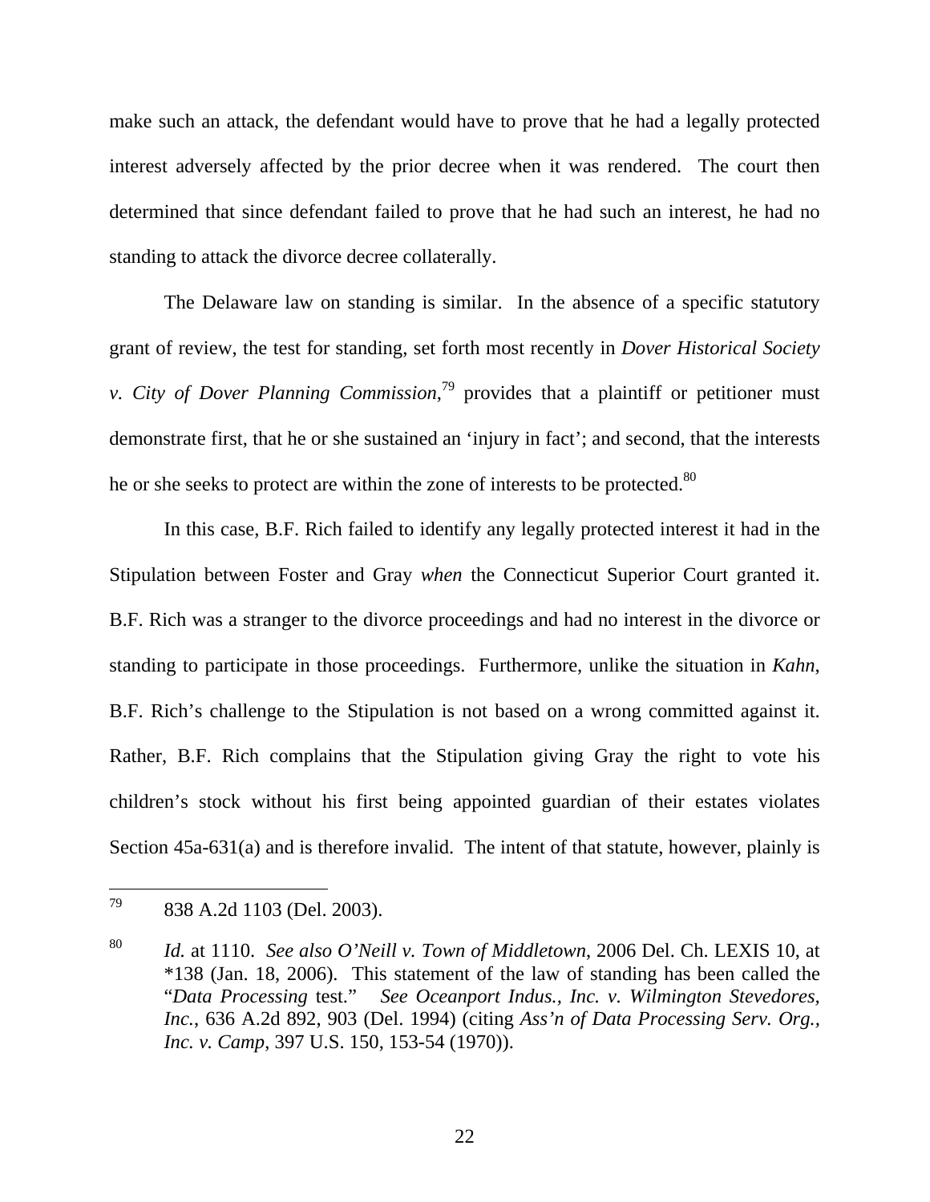make such an attack, the defendant would have to prove that he had a legally protected interest adversely affected by the prior decree when it was rendered. The court then determined that since defendant failed to prove that he had such an interest, he had no standing to attack the divorce decree collaterally.

The Delaware law on standing is similar. In the absence of a specific statutory grant of review, the test for standing, set forth most recently in *Dover Historical Society v. City of Dover Planning Commission*,[79] provides that a plaintiff or petitioner must demonstrate first, that he or she sustained an 'injury in fact'; and second, that the interests he or she seeks to protect are within the zone of interests to be protected.[80]

In this case, B.F. Rich failed to identify any legally protected interest it had in the Stipulation between Foster and Gray *when* the Connecticut Superior Court granted it. B.F. Rich was a stranger to the divorce proceedings and had no interest in the divorce or standing to participate in those proceedings. Furthermore, unlike the situation in *Kahn*, B.F. Rich's challenge to the Stipulation is not based on a wrong committed against it. Rather, B.F. Rich complains that the Stipulation giving Gray the right to vote his children's stock without his first being appointed guardian of their estates violates Section 45a-631(a) and is therefore invalid. The intent of that statute, however, plainly is

---

[79] 838 A.2d 1103 (Del. 2003).

[80] *Id.* at 1110. *See also O'Neill v. Town of Middletown*, 2006 Del. Ch. LEXIS 10, at *138 (Jan. 18, 2006). This statement of the law of standing has been called the "*Data Processing* test." *See Oceanport Indus., Inc. v. Wilmington Stevedores, Inc.*, 636 A.2d 892, 903 (Del. 1994) (citing *Ass'n of Data Processing Serv. Org., Inc. v. Camp*, 397 U.S. 150, 153-54 (1970)).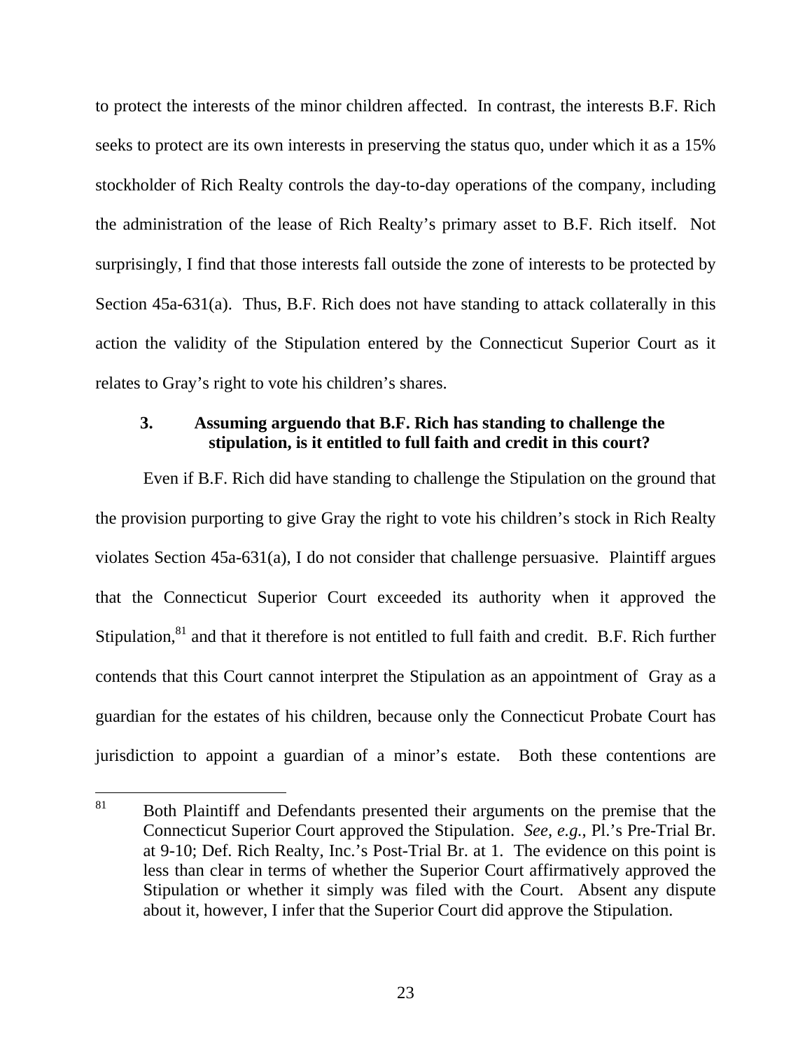to protect the interests of the minor children affected. In contrast, the interests B.F. Rich seeks to protect are its own interests in preserving the status quo, under which it as a 15% stockholder of Rich Realty controls the day-to-day operations of the company, including the administration of the lease of Rich Realty's primary asset to B.F. Rich itself. Not surprisingly, I find that those interests fall outside the zone of interests to be protected by Section 45a-631(a). Thus, B.F. Rich does not have standing to attack collaterally in this action the validity of the Stipulation entered by the Connecticut Superior Court as it relates to Gray's right to vote his children's shares.

### 3. Assuming arguendo that B.F. Rich has standing to challenge the stipulation, is it entitled to full faith and credit in this court?

Even if B.F. Rich did have standing to challenge the Stipulation on the ground that the provision purporting to give Gray the right to vote his children's stock in Rich Realty violates Section 45a-631(a), I do not consider that challenge persuasive. Plaintiff argues that the Connecticut Superior Court exceeded its authority when it approved the Stipulation,[81] and that it therefore is not entitled to full faith and credit. B.F. Rich further contends that this Court cannot interpret the Stipulation as an appointment of Gray as a guardian for the estates of his children, because only the Connecticut Probate Court has jurisdiction to appoint a guardian of a minor's estate. Both these contentions are

---

[81] Both Plaintiff and Defendants presented their arguments on the premise that the Connecticut Superior Court approved the Stipulation. *See, e.g.*, Pl.'s Pre-Trial Br. at 9-10; Def. Rich Realty, Inc.'s Post-Trial Br. at 1. The evidence on this point is less than clear in terms of whether the Superior Court affirmatively approved the Stipulation or whether it simply was filed with the Court. Absent any dispute about it, however, I infer that the Superior Court did approve the Stipulation.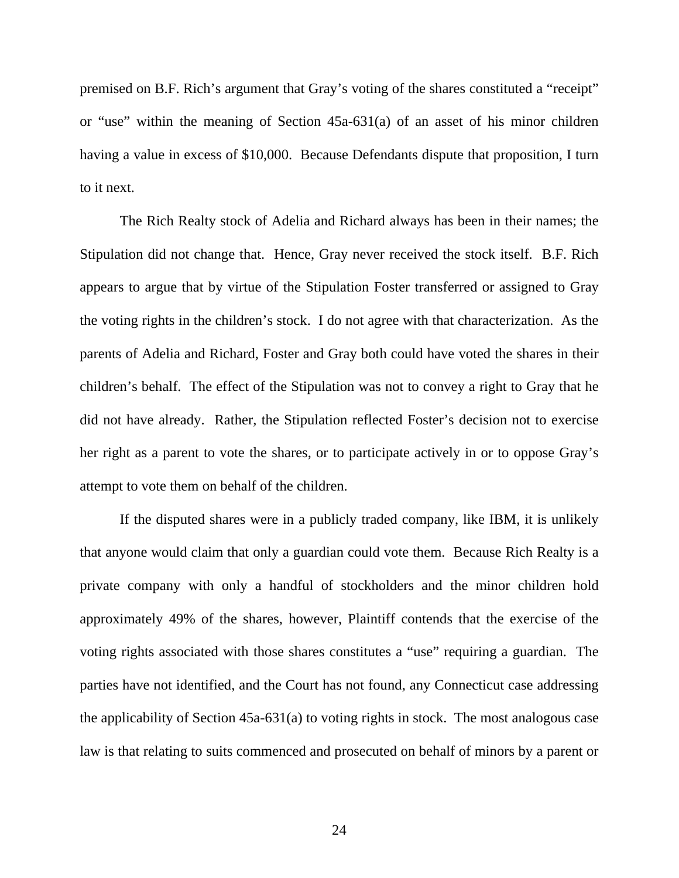premised on B.F. Rich's argument that Gray's voting of the shares constituted a "receipt" or "use" within the meaning of Section 45a-631(a) of an asset of his minor children having a value in excess of $10,000. Because Defendants dispute that proposition, I turn to it next.

The Rich Realty stock of Adelia and Richard always has been in their names; the Stipulation did not change that. Hence, Gray never received the stock itself. B.F. Rich appears to argue that by virtue of the Stipulation Foster transferred or assigned to Gray the voting rights in the children's stock. I do not agree with that characterization. As the parents of Adelia and Richard, Foster and Gray both could have voted the shares in their children's behalf. The effect of the Stipulation was not to convey a right to Gray that he did not have already. Rather, the Stipulation reflected Foster's decision not to exercise her right as a parent to vote the shares, or to participate actively in or to oppose Gray's attempt to vote them on behalf of the children.

If the disputed shares were in a publicly traded company, like IBM, it is unlikely that anyone would claim that only a guardian could vote them. Because Rich Realty is a private company with only a handful of stockholders and the minor children hold approximately 49% of the shares, however, Plaintiff contends that the exercise of the voting rights associated with those shares constitutes a "use" requiring a guardian. The parties have not identified, and the Court has not found, any Connecticut case addressing the applicability of Section 45a-631(a) to voting rights in stock. The most analogous case law is that relating to suits commenced and prosecuted on behalf of minors by a parent or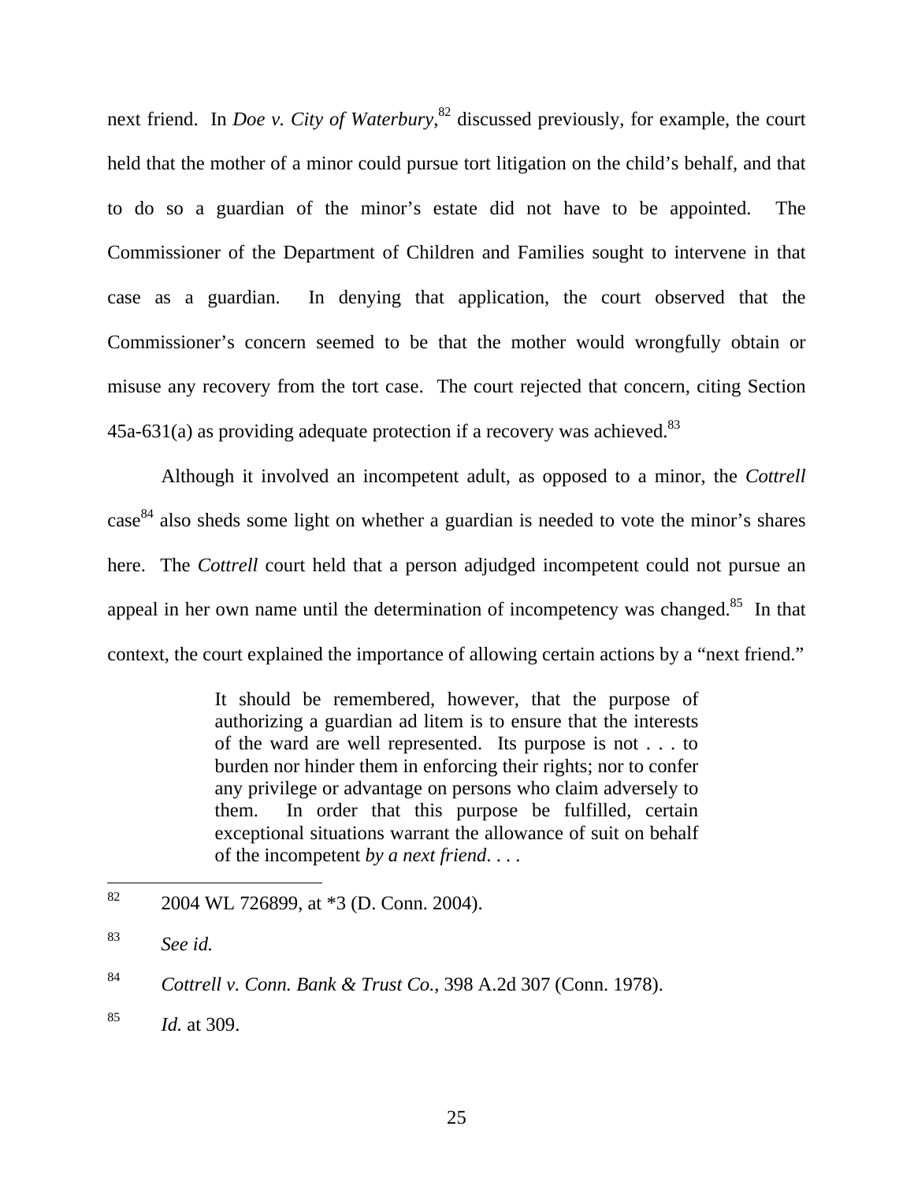next friend. In *Doe v. City of Waterbury*,[82] discussed previously, for example, the court held that the mother of a minor could pursue tort litigation on the child's behalf, and that to do so a guardian of the minor's estate did not have to be appointed. The Commissioner of the Department of Children and Families sought to intervene in that case as a guardian. In denying that application, the court observed that the Commissioner's concern seemed to be that the mother would wrongfully obtain or misuse any recovery from the tort case. The court rejected that concern, citing Section 45a-631(a) as providing adequate protection if a recovery was achieved.[83]

Although it involved an incompetent adult, as opposed to a minor, the *Cottrell* case[84] also sheds some light on whether a guardian is needed to vote the minor's shares here. The *Cottrell* court held that a person adjudged incompetent could not pursue an appeal in her own name until the determination of incompetency was changed.[85] In that context, the court explained the importance of allowing certain actions by a "next friend."

> It should be remembered, however, that the purpose of authorizing a guardian ad litem is to ensure that the interests of the ward are well represented. Its purpose is not . . . to burden nor hinder them in enforcing their rights; nor to confer any privilege or advantage on persons who claim adversely to them. In order that this purpose be fulfilled, certain exceptional situations warrant the allowance of suit on behalf of the incompetent *by a next friend*. . . .

---

[82] 2004 WL 726899, at *3 (D. Conn. 2004).

[83] *See id.*

[84] *Cottrell v. Conn. Bank & Trust Co.*, 398 A.2d 307 (Conn. 1978).

[85] *Id.* at 309.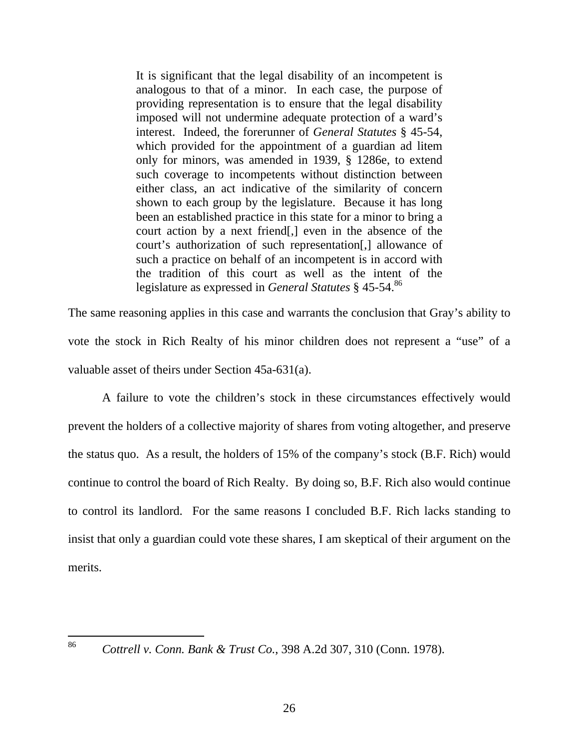> It is significant that the legal disability of an incompetent is analogous to that of a minor. In each case, the purpose of providing representation is to ensure that the legal disability imposed will not undermine adequate protection of a ward's interest. Indeed, the forerunner of *General Statutes* § 45-54, which provided for the appointment of a guardian ad litem only for minors, was amended in 1939, § 1286e, to extend such coverage to incompetents without distinction between either class, an act indicative of the similarity of concern shown to each group by the legislature. Because it has long been an established practice in this state for a minor to bring a court action by a next friend[,] even in the absence of the court's authorization of such representation[,] allowance of such a practice on behalf of an incompetent is in accord with the tradition of this court as well as the intent of the legislature as expressed in *General Statutes* § 45-54.[86]

The same reasoning applies in this case and warrants the conclusion that Gray's ability to vote the stock in Rich Realty of his minor children does not represent a "use" of a valuable asset of theirs under Section 45a-631(a).

A failure to vote the children's stock in these circumstances effectively would prevent the holders of a collective majority of shares from voting altogether, and preserve the status quo. As a result, the holders of 15% of the company's stock (B.F. Rich) would continue to control the board of Rich Realty. By doing so, B.F. Rich also would continue to control its landlord. For the same reasons I concluded B.F. Rich lacks standing to insist that only a guardian could vote these shares, I am skeptical of their argument on the merits.

---

[86] *Cottrell v. Conn. Bank & Trust Co.*, 398 A.2d 307, 310 (Conn. 1978).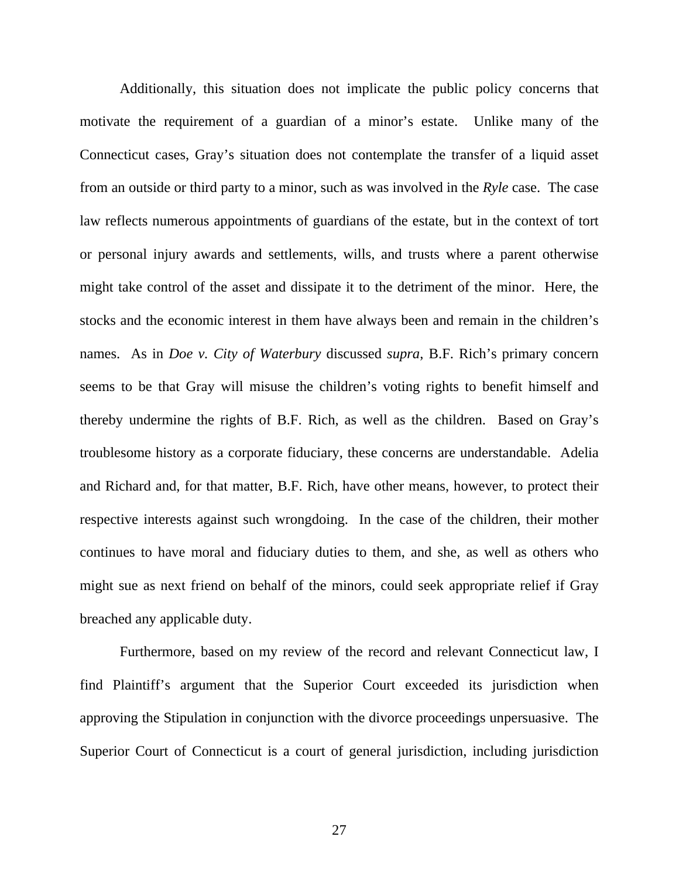Additionally, this situation does not implicate the public policy concerns that motivate the requirement of a guardian of a minor's estate. Unlike many of the Connecticut cases, Gray's situation does not contemplate the transfer of a liquid asset from an outside or third party to a minor, such as was involved in the *Ryle* case. The case law reflects numerous appointments of guardians of the estate, but in the context of tort or personal injury awards and settlements, wills, and trusts where a parent otherwise might take control of the asset and dissipate it to the detriment of the minor. Here, the stocks and the economic interest in them have always been and remain in the children's names. As in *Doe v. City of Waterbury* discussed *supra*, B.F. Rich's primary concern seems to be that Gray will misuse the children's voting rights to benefit himself and thereby undermine the rights of B.F. Rich, as well as the children. Based on Gray's troublesome history as a corporate fiduciary, these concerns are understandable. Adelia and Richard and, for that matter, B.F. Rich, have other means, however, to protect their respective interests against such wrongdoing. In the case of the children, their mother continues to have moral and fiduciary duties to them, and she, as well as others who might sue as next friend on behalf of the minors, could seek appropriate relief if Gray breached any applicable duty.

Furthermore, based on my review of the record and relevant Connecticut law, I find Plaintiff's argument that the Superior Court exceeded its jurisdiction when approving the Stipulation in conjunction with the divorce proceedings unpersuasive. The Superior Court of Connecticut is a court of general jurisdiction, including jurisdiction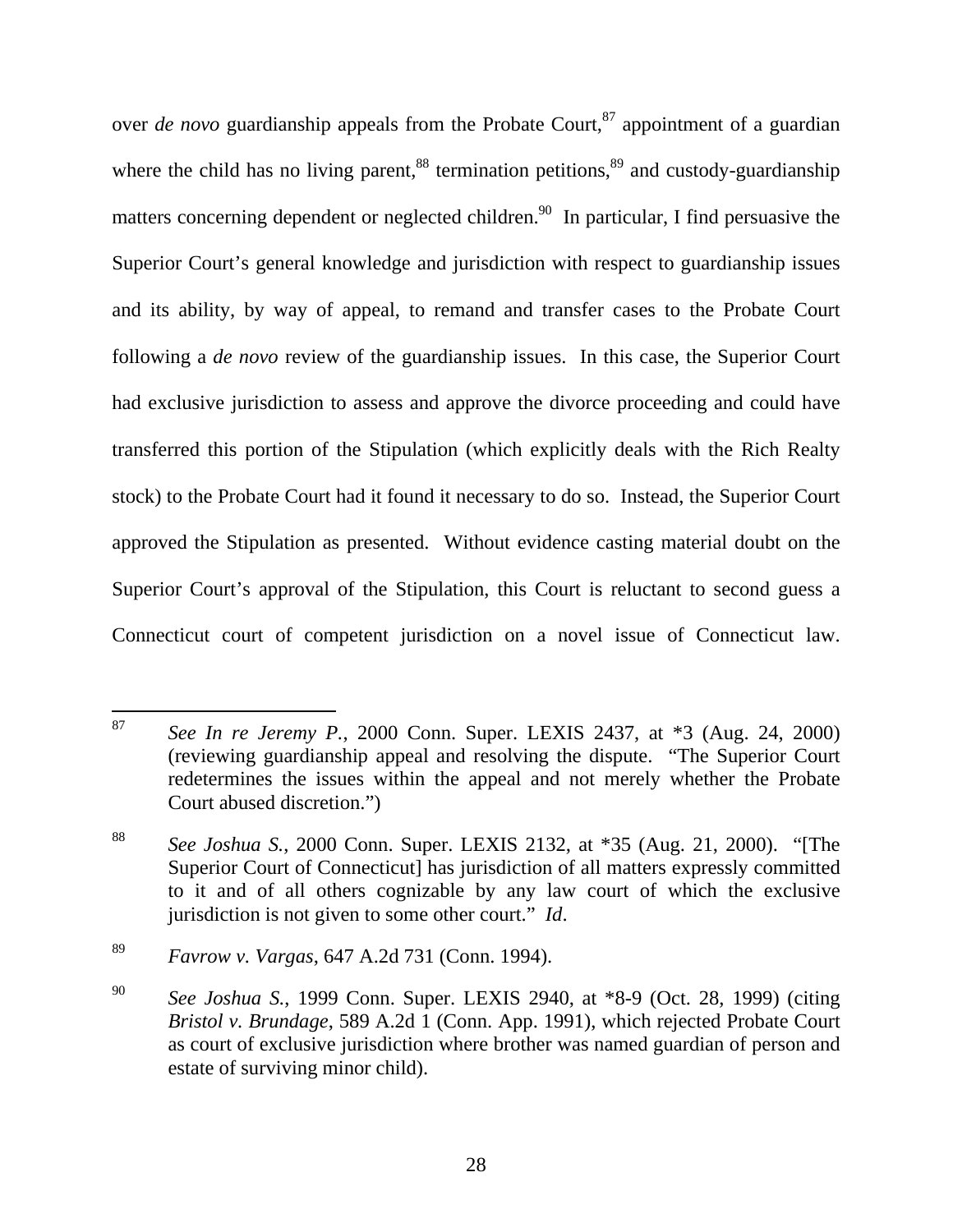over *de novo* guardianship appeals from the Probate Court,[87] appointment of a guardian where the child has no living parent,[88] termination petitions,[89] and custody-guardianship matters concerning dependent or neglected children.[90] In particular, I find persuasive the Superior Court's general knowledge and jurisdiction with respect to guardianship issues and its ability, by way of appeal, to remand and transfer cases to the Probate Court following a *de novo* review of the guardianship issues. In this case, the Superior Court had exclusive jurisdiction to assess and approve the divorce proceeding and could have transferred this portion of the Stipulation (which explicitly deals with the Rich Realty stock) to the Probate Court had it found it necessary to do so. Instead, the Superior Court approved the Stipulation as presented. Without evidence casting material doubt on the Superior Court's approval of the Stipulation, this Court is reluctant to second guess a Connecticut court of competent jurisdiction on a novel issue of Connecticut law.

---

[87] *See In re Jeremy P.*, 2000 Conn. Super. LEXIS 2437, at *3 (Aug. 24, 2000) (reviewing guardianship appeal and resolving the dispute. "The Superior Court redetermines the issues within the appeal and not merely whether the Probate Court abused discretion.")

[88] *See Joshua S.*, 2000 Conn. Super. LEXIS 2132, at *35 (Aug. 21, 2000). "[The Superior Court of Connecticut] has jurisdiction of all matters expressly committed to it and of all others cognizable by any law court of which the exclusive jurisdiction is not given to some other court." *Id*.

[89] *Favrow v. Vargas*, 647 A.2d 731 (Conn. 1994).

[90] *See Joshua S.*, 1999 Conn. Super. LEXIS 2940, at *8-9 (Oct. 28, 1999) (citing *Bristol v. Brundage*, 589 A.2d 1 (Conn. App. 1991), which rejected Probate Court as court of exclusive jurisdiction where brother was named guardian of person and estate of surviving minor child).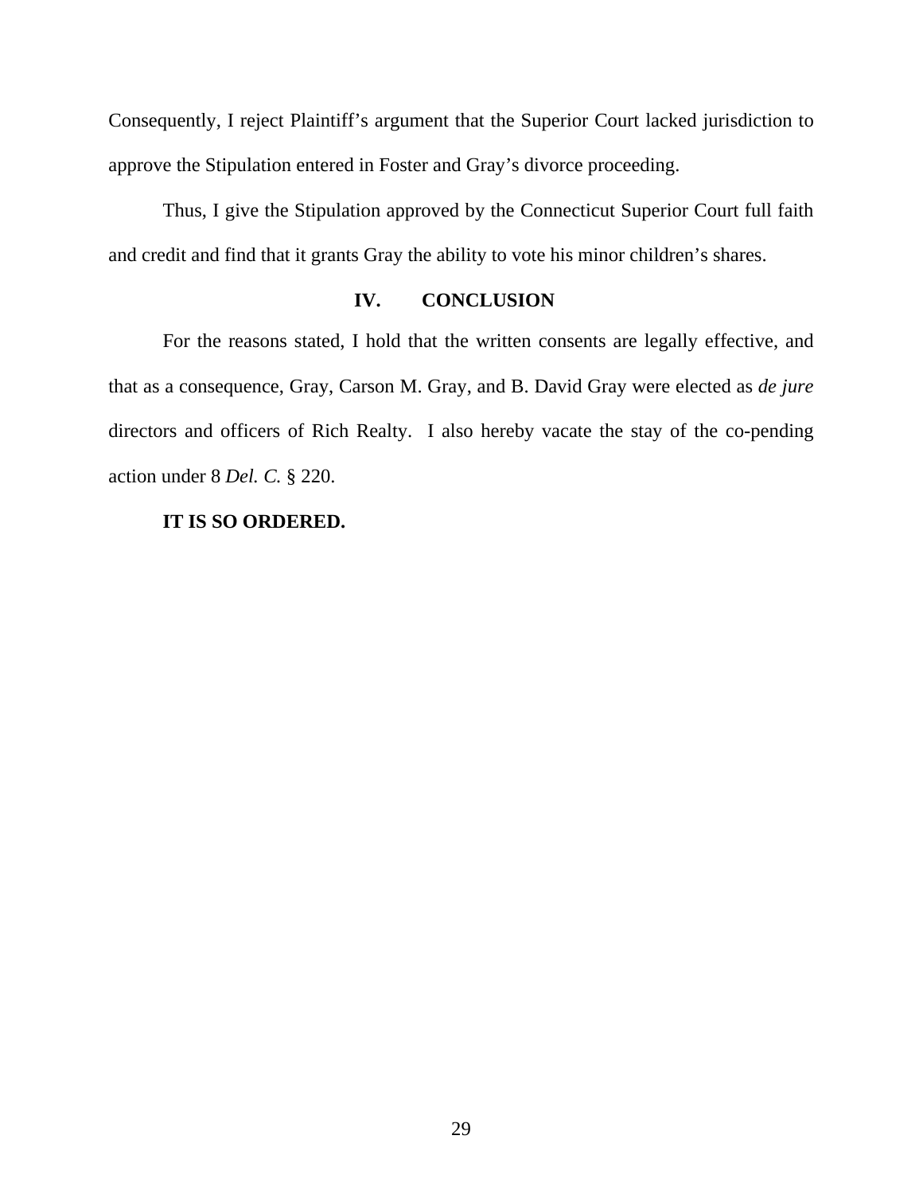Consequently, I reject Plaintiff's argument that the Superior Court lacked jurisdiction to approve the Stipulation entered in Foster and Gray's divorce proceeding.

Thus, I give the Stipulation approved by the Connecticut Superior Court full faith and credit and find that it grants Gray the ability to vote his minor children's shares.

## IV. CONCLUSION

For the reasons stated, I hold that the written consents are legally effective, and that as a consequence, Gray, Carson M. Gray, and B. David Gray were elected as *de jure* directors and officers of Rich Realty. I also hereby vacate the stay of the co-pending action under 8 *Del. C.* § 220.

**IT IS SO ORDERED.**